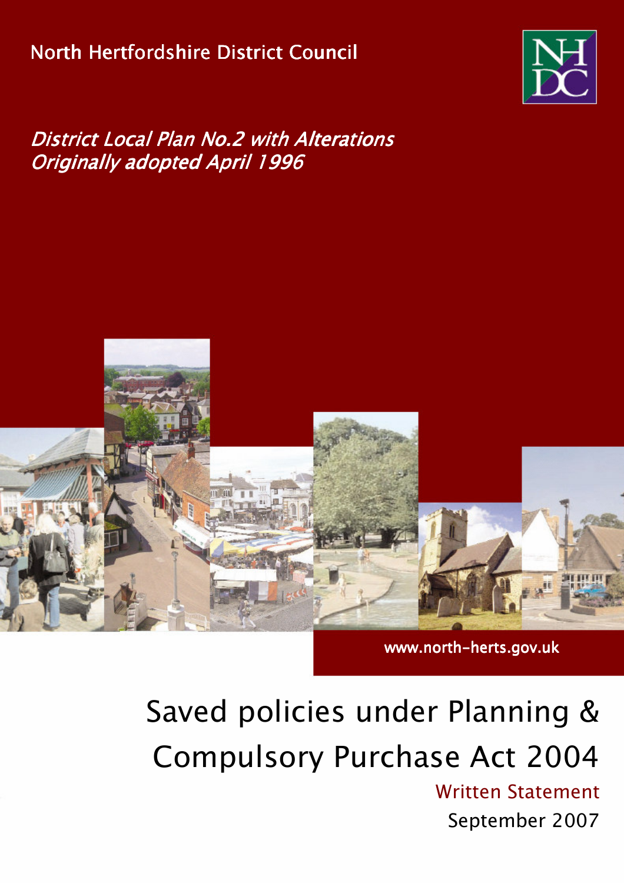North Hertfordshire District Council

NHDC

*District Local Plan No.2 with Alterations*
*Originally adopted April 1996*

www.north-herts.gov.uk

# Saved policies under Planning & Compulsory Purchase Act 2004

Written Statement

September 2007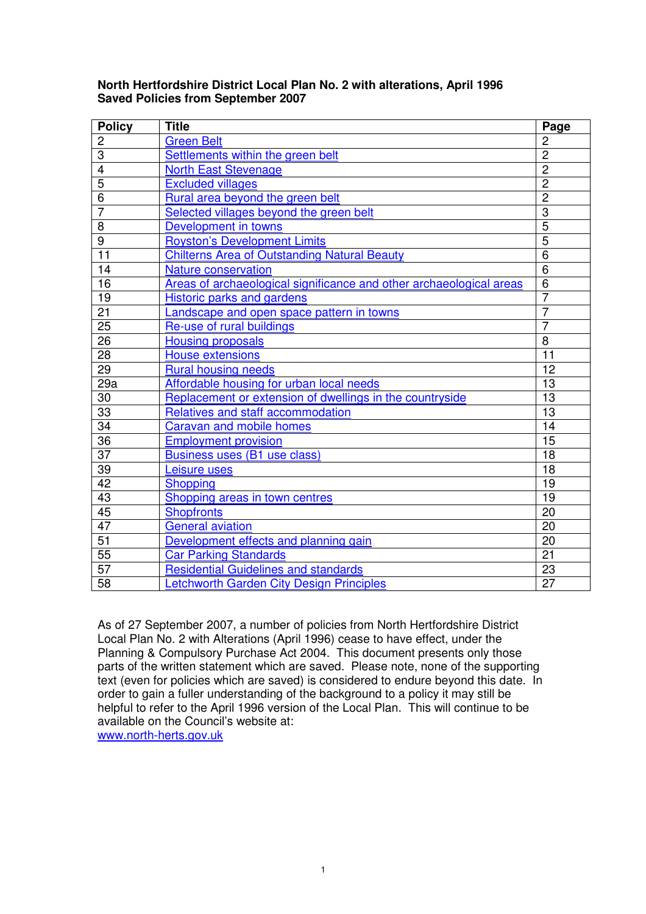**North Hertfordshire District Local Plan No. 2 with alterations, April 1996**
**Saved Policies from September 2007**

| Policy | Title | Page |
|---|---|---|
| 2 | Green Belt | 2 |
| 3 | Settlements within the green belt | 2 |
| 4 | North East Stevenage | 2 |
| 5 | Excluded villages | 2 |
| 6 | Rural area beyond the green belt | 2 |
| 7 | Selected villages beyond the green belt | 3 |
| 8 | Development in towns | 5 |
| 9 | Royston's Development Limits | 5 |
| 11 | Chilterns Area of Outstanding Natural Beauty | 6 |
| 14 | Nature conservation | 6 |
| 16 | Areas of archaeological significance and other archaeological areas | 6 |
| 19 | Historic parks and gardens | 7 |
| 21 | Landscape and open space pattern in towns | 7 |
| 25 | Re-use of rural buildings | 7 |
| 26 | Housing proposals | 8 |
| 28 | House extensions | 11 |
| 29 | Rural housing needs | 12 |
| 29a | Affordable housing for urban local needs | 13 |
| 30 | Replacement or extension of dwellings in the countryside | 13 |
| 33 | Relatives and staff accommodation | 13 |
| 34 | Caravan and mobile homes | 14 |
| 36 | Employment provision | 15 |
| 37 | Business uses (B1 use class) | 18 |
| 39 | Leisure uses | 18 |
| 42 | Shopping | 19 |
| 43 | Shopping areas in town centres | 19 |
| 45 | Shopfronts | 20 |
| 47 | General aviation | 20 |
| 51 | Development effects and planning gain | 20 |
| 55 | Car Parking Standards | 21 |
| 57 | Residential Guidelines and standards | 23 |
| 58 | Letchworth Garden City Design Principles | 27 |

As of 27 September 2007, a number of policies from North Hertfordshire District Local Plan No. 2 with Alterations (April 1996) cease to have effect, under the Planning & Compulsory Purchase Act 2004. This document presents only those parts of the written statement which are saved. Please note, none of the supporting text (even for policies which are saved) is considered to endure beyond this date. In order to gain a fuller understanding of the background to a policy it may still be helpful to refer to the April 1996 version of the Local Plan. This will continue to be available on the Council's website at:
www.north-herts.gov.uk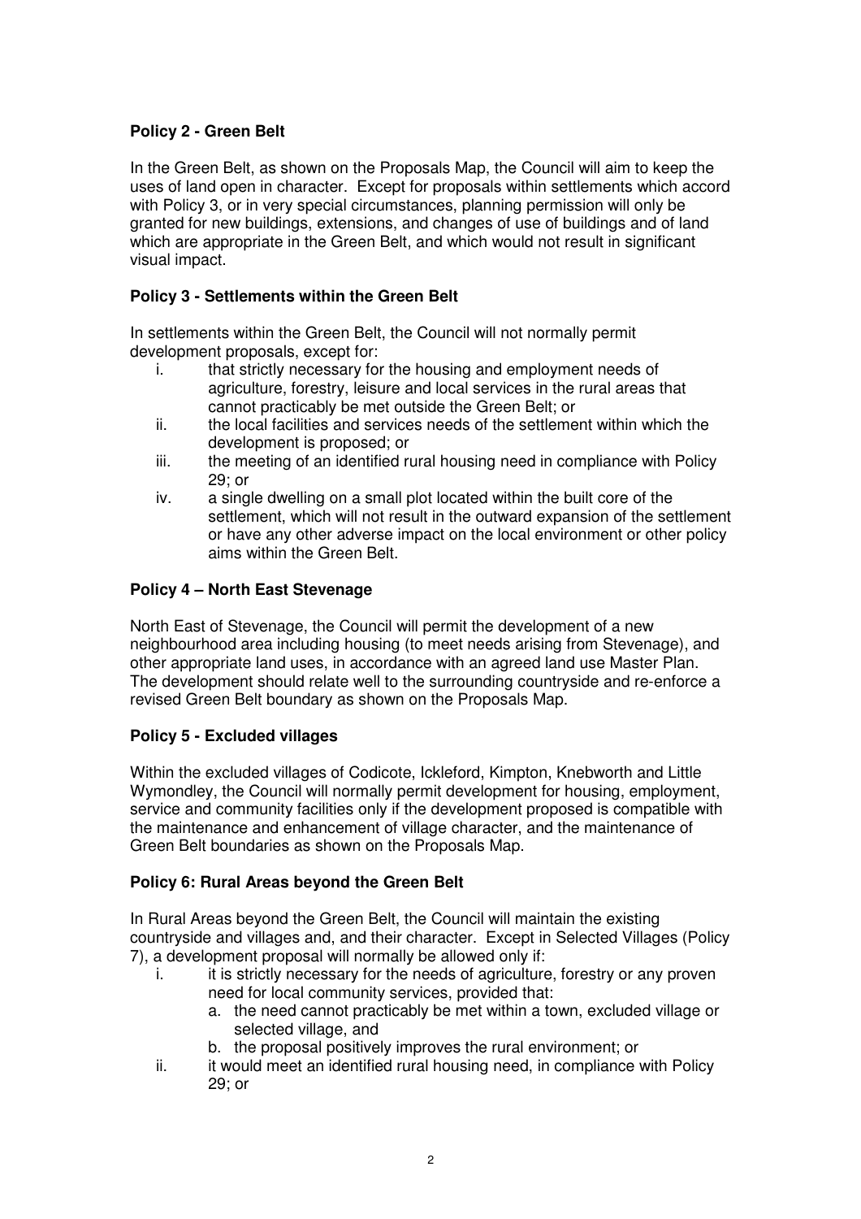**Policy 2 - Green Belt**

In the Green Belt, as shown on the Proposals Map, the Council will aim to keep the uses of land open in character. Except for proposals within settlements which accord with Policy 3, or in very special circumstances, planning permission will only be granted for new buildings, extensions, and changes of use of buildings and of land which are appropriate in the Green Belt, and which would not result in significant visual impact.

**Policy 3 - Settlements within the Green Belt**

In settlements within the Green Belt, the Council will not normally permit development proposals, except for:

i. that strictly necessary for the housing and employment needs of agriculture, forestry, leisure and local services in the rural areas that cannot practicably be met outside the Green Belt; or
ii. the local facilities and services needs of the settlement within which the development is proposed; or
iii. the meeting of an identified rural housing need in compliance with Policy 29; or
iv. a single dwelling on a small plot located within the built core of the settlement, which will not result in the outward expansion of the settlement or have any other adverse impact on the local environment or other policy aims within the Green Belt.

**Policy 4 – North East Stevenage**

North East of Stevenage, the Council will permit the development of a new neighbourhood area including housing (to meet needs arising from Stevenage), and other appropriate land uses, in accordance with an agreed land use Master Plan. The development should relate well to the surrounding countryside and re-enforce a revised Green Belt boundary as shown on the Proposals Map.

**Policy 5 - Excluded villages**

Within the excluded villages of Codicote, Ickleford, Kimpton, Knebworth and Little Wymondley, the Council will normally permit development for housing, employment, service and community facilities only if the development proposed is compatible with the maintenance and enhancement of village character, and the maintenance of Green Belt boundaries as shown on the Proposals Map.

**Policy 6: Rural Areas beyond the Green Belt**

In Rural Areas beyond the Green Belt, the Council will maintain the existing countryside and villages and, and their character. Except in Selected Villages (Policy 7), a development proposal will normally be allowed only if:

i. it is strictly necessary for the needs of agriculture, forestry or any proven need for local community services, provided that:
   a. the need cannot practicably be met within a town, excluded village or selected village, and
   b. the proposal positively improves the rural environment; or
ii. it would meet an identified rural housing need, in compliance with Policy 29; or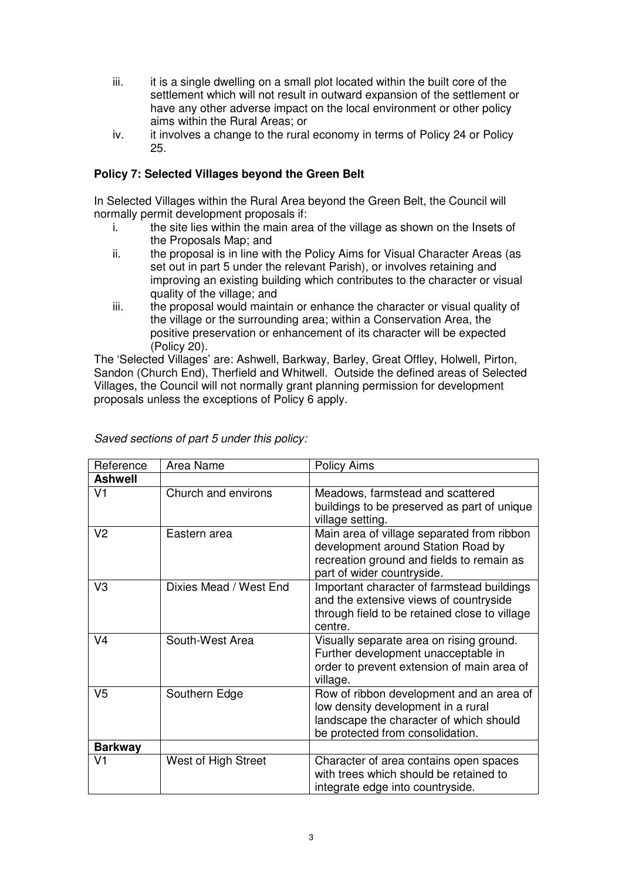iii. it is a single dwelling on a small plot located within the built core of the settlement which will not result in outward expansion of the settlement or have any other adverse impact on the local environment or other policy aims within the Rural Areas; or

iv. it involves a change to the rural economy in terms of Policy 24 or Policy 25.

**Policy 7: Selected Villages beyond the Green Belt**

In Selected Villages within the Rural Area beyond the Green Belt, the Council will normally permit development proposals if:

i. the site lies within the main area of the village as shown on the Insets of the Proposals Map; and

ii. the proposal is in line with the Policy Aims for Visual Character Areas (as set out in part 5 under the relevant Parish), or involves retaining and improving an existing building which contributes to the character or visual quality of the village; and

iii. the proposal would maintain or enhance the character or visual quality of the village or the surrounding area; within a Conservation Area, the positive preservation or enhancement of its character will be expected (Policy 20).

The 'Selected Villages' are: Ashwell, Barkway, Barley, Great Offley, Holwell, Pirton, Sandon (Church End), Therfield and Whitwell. Outside the defined areas of Selected Villages, the Council will not normally grant planning permission for development proposals unless the exceptions of Policy 6 apply.

*Saved sections of part 5 under this policy:*

| Reference | Area Name | Policy Aims |
|---|---|---|
| **Ashwell** | | |
| V1 | Church and environs | Meadows, farmstead and scattered buildings to be preserved as part of unique village setting. |
| V2 | Eastern area | Main area of village separated from ribbon development around Station Road by recreation ground and fields to remain as part of wider countryside. |
| V3 | Dixies Mead / West End | Important character of farmstead buildings and the extensive views of countryside through field to be retained close to village centre. |
| V4 | South-West Area | Visually separate area on rising ground. Further development unacceptable in order to prevent extension of main area of village. |
| V5 | Southern Edge | Row of ribbon development and an area of low density development in a rural landscape the character of which should be protected from consolidation. |
| **Barkway** | | |
| V1 | West of High Street | Character of area contains open spaces with trees which should be retained to integrate edge into countryside. |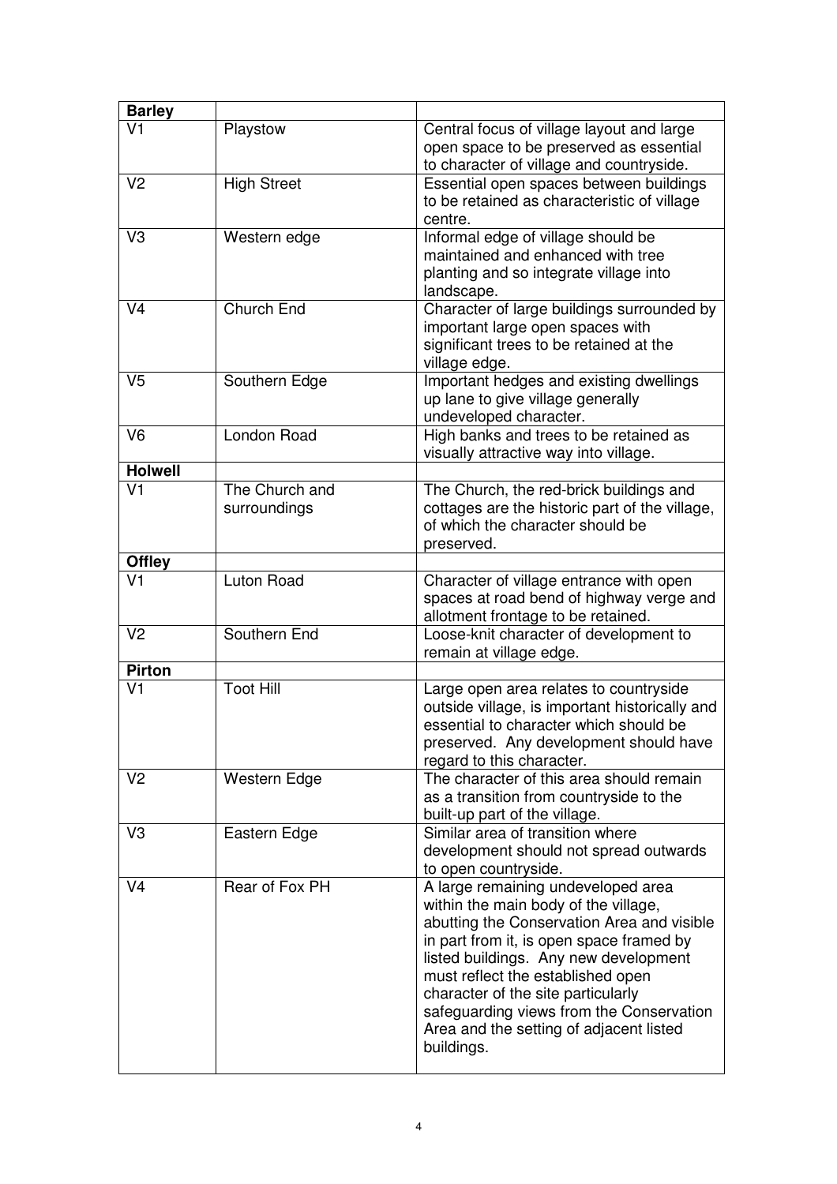| **Barley** | | |
|---|---|---|
| V1 | Playstow | Central focus of village layout and large open space to be preserved as essential to character of village and countryside. |
| V2 | High Street | Essential open spaces between buildings to be retained as characteristic of village centre. |
| V3 | Western edge | Informal edge of village should be maintained and enhanced with tree planting and so integrate village into landscape. |
| V4 | Church End | Character of large buildings surrounded by important large open spaces with significant trees to be retained at the village edge. |
| V5 | Southern Edge | Important hedges and existing dwellings up lane to give village generally undeveloped character. |
| V6 | London Road | High banks and trees to be retained as visually attractive way into village. |
| **Holwell** | | |
| V1 | The Church and surroundings | The Church, the red-brick buildings and cottages are the historic part of the village, of which the character should be preserved. |
| **Offley** | | |
| V1 | Luton Road | Character of village entrance with open spaces at road bend of highway verge and allotment frontage to be retained. |
| V2 | Southern End | Loose-knit character of development to remain at village edge. |
| **Pirton** | | |
| V1 | Toot Hill | Large open area relates to countryside outside village, is important historically and essential to character which should be preserved. Any development should have regard to this character. |
| V2 | Western Edge | The character of this area should remain as a transition from countryside to the built-up part of the village. |
| V3 | Eastern Edge | Similar area of transition where development should not spread outwards to open countryside. |
| V4 | Rear of Fox PH | A large remaining undeveloped area within the main body of the village, abutting the Conservation Area and visible in part from it, is open space framed by listed buildings. Any new development must reflect the established open character of the site particularly safeguarding views from the Conservation Area and the setting of adjacent listed buildings. |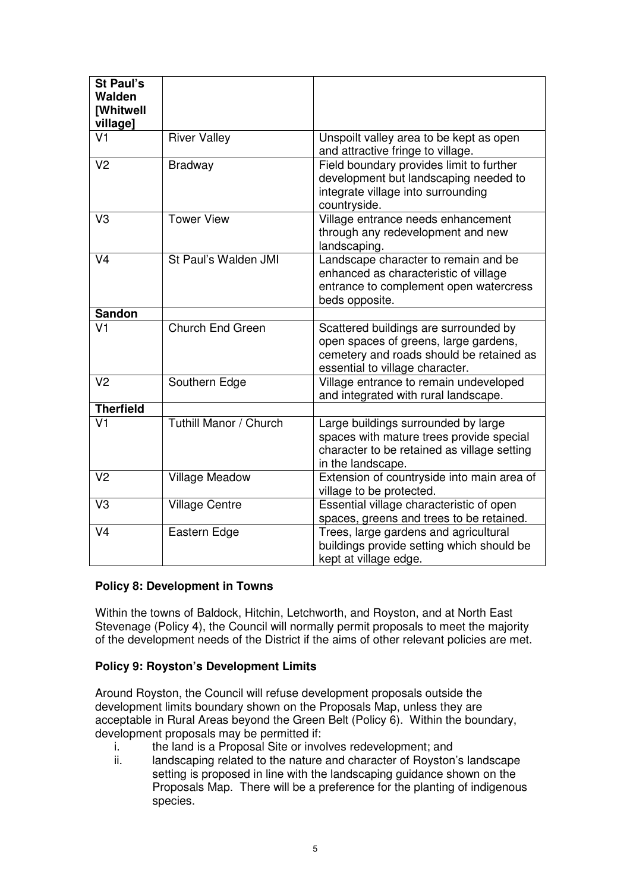| **St Paul's Walden [Whitwell village]** | | |
|---|---|---|
| V1 | River Valley | Unspoilt valley area to be kept as open and attractive fringe to village. |
| V2 | Bradway | Field boundary provides limit to further development but landscaping needed to integrate village into surrounding countryside. |
| V3 | Tower View | Village entrance needs enhancement through any redevelopment and new landscaping. |
| V4 | St Paul's Walden JMI | Landscape character to remain and be enhanced as characteristic of village entrance to complement open watercress beds opposite. |
| **Sandon** | | |
| V1 | Church End Green | Scattered buildings are surrounded by open spaces of greens, large gardens, cemetery and roads should be retained as essential to village character. |
| V2 | Southern Edge | Village entrance to remain undeveloped and integrated with rural landscape. |
| **Therfield** | | |
| V1 | Tuthill Manor / Church | Large buildings surrounded by large spaces with mature trees provide special character to be retained as village setting in the landscape. |
| V2 | Village Meadow | Extension of countryside into main area of village to be protected. |
| V3 | Village Centre | Essential village characteristic of open spaces, greens and trees to be retained. |
| V4 | Eastern Edge | Trees, large gardens and agricultural buildings provide setting which should be kept at village edge. |

### Policy 8: Development in Towns

Within the towns of Baldock, Hitchin, Letchworth, and Royston, and at North East Stevenage (Policy 4), the Council will normally permit proposals to meet the majority of the development needs of the District if the aims of other relevant policies are met.

### Policy 9: Royston's Development Limits

Around Royston, the Council will refuse development proposals outside the development limits boundary shown on the Proposals Map, unless they are acceptable in Rural Areas beyond the Green Belt (Policy 6). Within the boundary, development proposals may be permitted if:

i. the land is a Proposal Site or involves redevelopment; and
ii. landscaping related to the nature and character of Royston's landscape setting is proposed in line with the landscaping guidance shown on the Proposals Map. There will be a preference for the planting of indigenous species.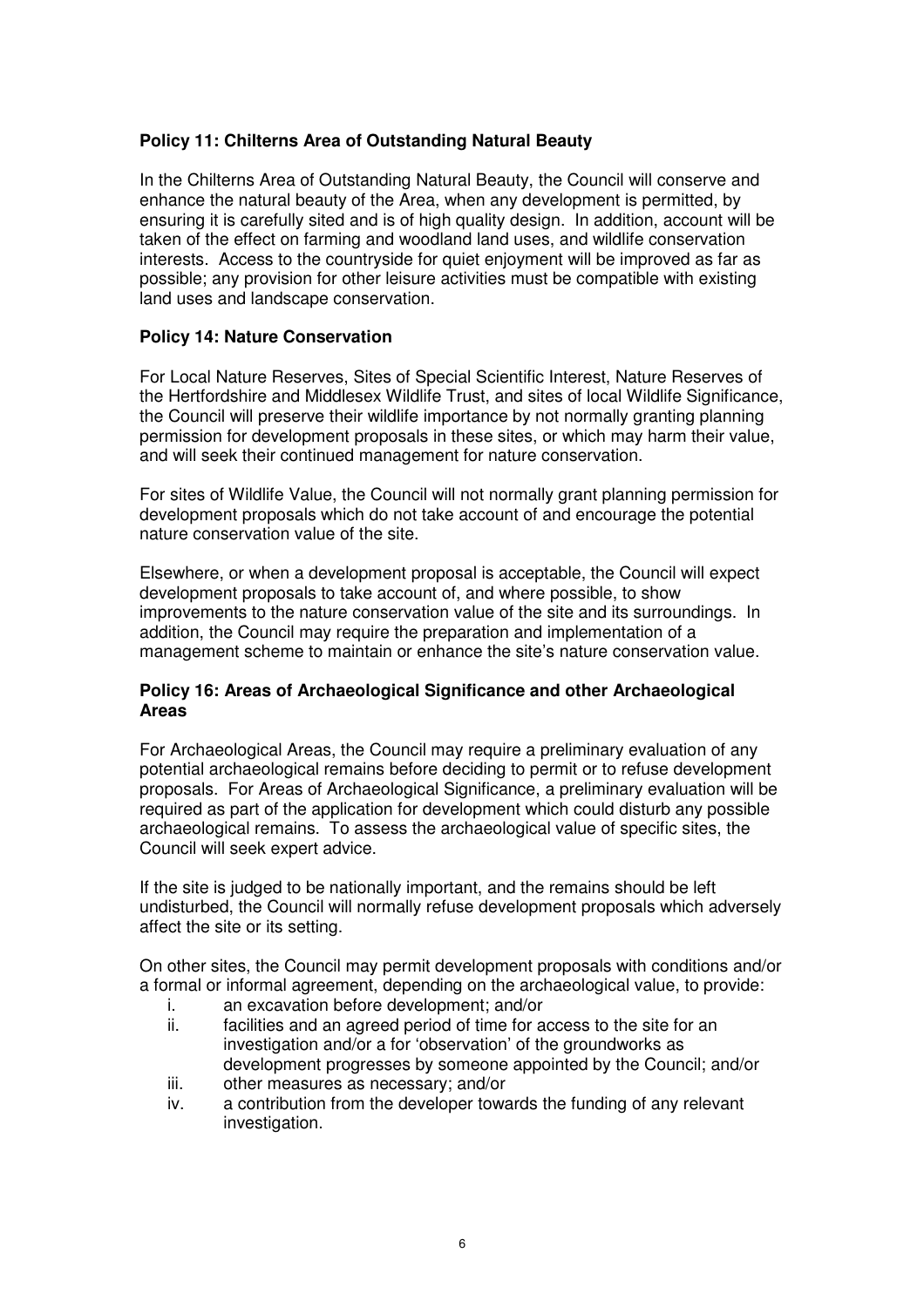**Policy 11: Chilterns Area of Outstanding Natural Beauty**

In the Chilterns Area of Outstanding Natural Beauty, the Council will conserve and enhance the natural beauty of the Area, when any development is permitted, by ensuring it is carefully sited and is of high quality design. In addition, account will be taken of the effect on farming and woodland land uses, and wildlife conservation interests. Access to the countryside for quiet enjoyment will be improved as far as possible; any provision for other leisure activities must be compatible with existing land uses and landscape conservation.

**Policy 14: Nature Conservation**

For Local Nature Reserves, Sites of Special Scientific Interest, Nature Reserves of the Hertfordshire and Middlesex Wildlife Trust, and sites of local Wildlife Significance, the Council will preserve their wildlife importance by not normally granting planning permission for development proposals in these sites, or which may harm their value, and will seek their continued management for nature conservation.

For sites of Wildlife Value, the Council will not normally grant planning permission for development proposals which do not take account of and encourage the potential nature conservation value of the site.

Elsewhere, or when a development proposal is acceptable, the Council will expect development proposals to take account of, and where possible, to show improvements to the nature conservation value of the site and its surroundings. In addition, the Council may require the preparation and implementation of a management scheme to maintain or enhance the site's nature conservation value.

**Policy 16: Areas of Archaeological Significance and other Archaeological Areas**

For Archaeological Areas, the Council may require a preliminary evaluation of any potential archaeological remains before deciding to permit or to refuse development proposals. For Areas of Archaeological Significance, a preliminary evaluation will be required as part of the application for development which could disturb any possible archaeological remains. To assess the archaeological value of specific sites, the Council will seek expert advice.

If the site is judged to be nationally important, and the remains should be left undisturbed, the Council will normally refuse development proposals which adversely affect the site or its setting.

On other sites, the Council may permit development proposals with conditions and/or a formal or informal agreement, depending on the archaeological value, to provide:

i. an excavation before development; and/or
ii. facilities and an agreed period of time for access to the site for an investigation and/or a for 'observation' of the groundworks as development progresses by someone appointed by the Council; and/or
iii. other measures as necessary; and/or
iv. a contribution from the developer towards the funding of any relevant investigation.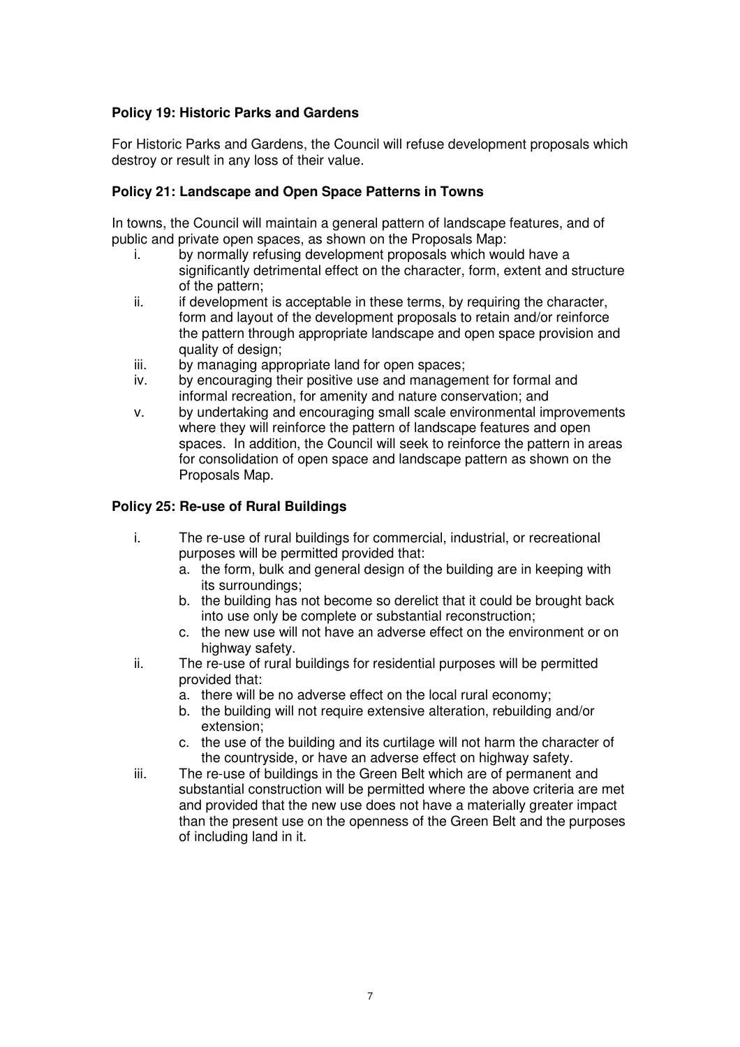**Policy 19: Historic Parks and Gardens**

For Historic Parks and Gardens, the Council will refuse development proposals which destroy or result in any loss of their value.

**Policy 21: Landscape and Open Space Patterns in Towns**

In towns, the Council will maintain a general pattern of landscape features, and of public and private open spaces, as shown on the Proposals Map:

i. by normally refusing development proposals which would have a significantly detrimental effect on the character, form, extent and structure of the pattern;
ii. if development is acceptable in these terms, by requiring the character, form and layout of the development proposals to retain and/or reinforce the pattern through appropriate landscape and open space provision and quality of design;
iii. by managing appropriate land for open spaces;
iv. by encouraging their positive use and management for formal and informal recreation, for amenity and nature conservation; and
v. by undertaking and encouraging small scale environmental improvements where they will reinforce the pattern of landscape features and open spaces. In addition, the Council will seek to reinforce the pattern in areas for consolidation of open space and landscape pattern as shown on the Proposals Map.

**Policy 25: Re-use of Rural Buildings**

i. The re-use of rural buildings for commercial, industrial, or recreational purposes will be permitted provided that:
   a. the form, bulk and general design of the building are in keeping with its surroundings;
   b. the building has not become so derelict that it could be brought back into use only be complete or substantial reconstruction;
   c. the new use will not have an adverse effect on the environment or on highway safety.
ii. The re-use of rural buildings for residential purposes will be permitted provided that:
   a. there will be no adverse effect on the local rural economy;
   b. the building will not require extensive alteration, rebuilding and/or extension;
   c. the use of the building and its curtilage will not harm the character of the countryside, or have an adverse effect on highway safety.
iii. The re-use of buildings in the Green Belt which are of permanent and substantial construction will be permitted where the above criteria are met and provided that the new use does not have a materially greater impact than the present use on the openness of the Green Belt and the purposes of including land in it.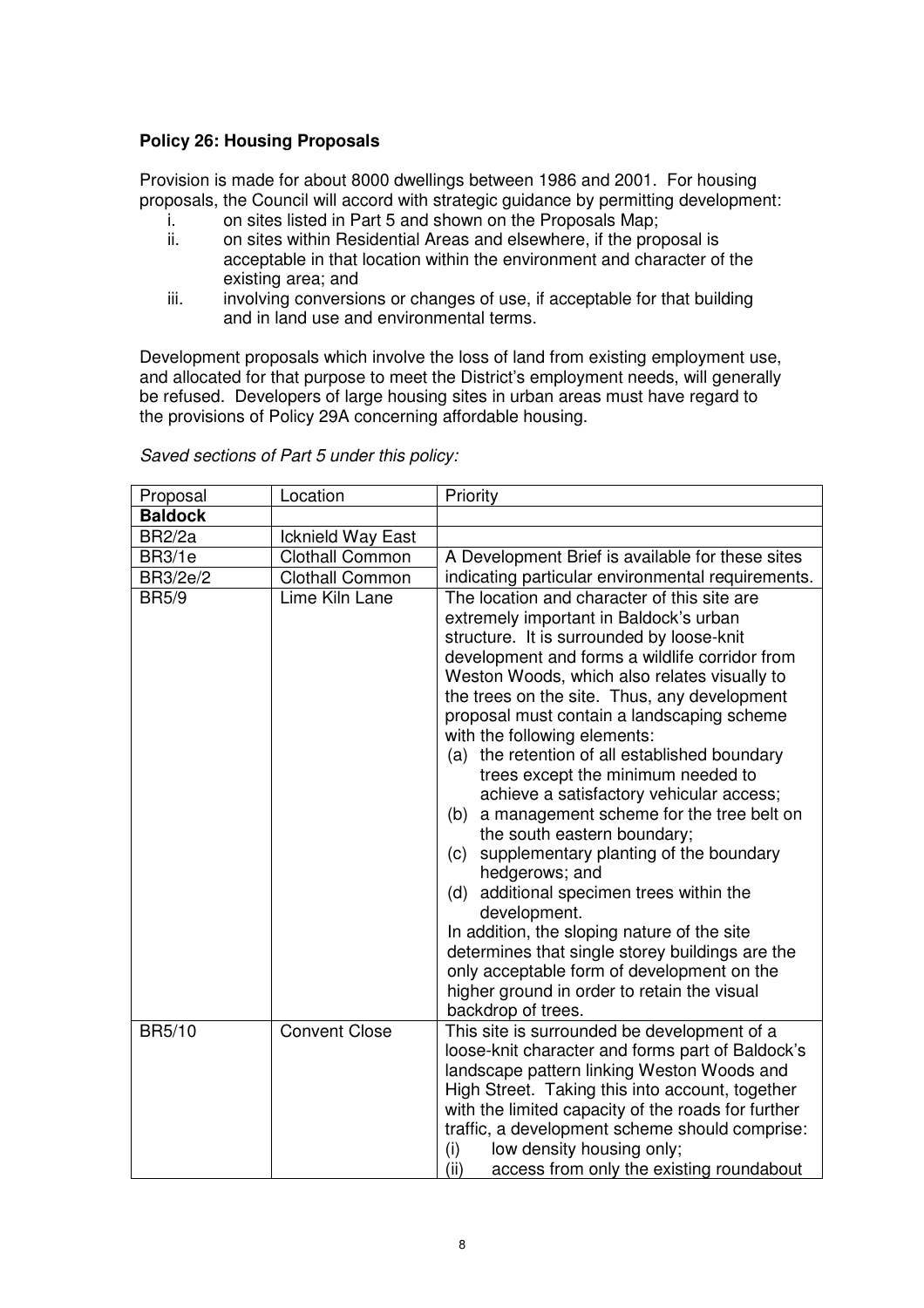**Policy 26: Housing Proposals**

Provision is made for about 8000 dwellings between 1986 and 2001. For housing proposals, the Council will accord with strategic guidance by permitting development:

i. on sites listed in Part 5 and shown on the Proposals Map;
ii. on sites within Residential Areas and elsewhere, if the proposal is acceptable in that location within the environment and character of the existing area; and
iii. involving conversions or changes of use, if acceptable for that building and in land use and environmental terms.

Development proposals which involve the loss of land from existing employment use, and allocated for that purpose to meet the District's employment needs, will generally be refused. Developers of large housing sites in urban areas must have regard to the provisions of Policy 29A concerning affordable housing.

*Saved sections of Part 5 under this policy:*

| Proposal | Location | Priority |
|---|---|---|
| **Baldock** | | |
| BR2/2a | Icknield Way East | |
| BR3/1e | Clothall Common | A Development Brief is available for these sites indicating particular environmental requirements. |
| BR3/2e/2 | Clothall Common | |
| BR5/9 | Lime Kiln Lane | The location and character of this site are extremely important in Baldock's urban structure. It is surrounded by loose-knit development and forms a wildlife corridor from Weston Woods, which also relates visually to the trees on the site. Thus, any development proposal must contain a landscaping scheme with the following elements: (a) the retention of all established boundary trees except the minimum needed to achieve a satisfactory vehicular access; (b) a management scheme for the tree belt on the south eastern boundary; (c) supplementary planting of the boundary hedgerows; and (d) additional specimen trees within the development. In addition, the sloping nature of the site determines that single storey buildings are the only acceptable form of development on the higher ground in order to retain the visual backdrop of trees. |
| BR5/10 | Convent Close | This site is surrounded be development of a loose-knit character and forms part of Baldock's landscape pattern linking Weston Woods and High Street. Taking this into account, together with the limited capacity of the roads for further traffic, a development scheme should comprise: (i) low density housing only; (ii) access from only the existing roundabout |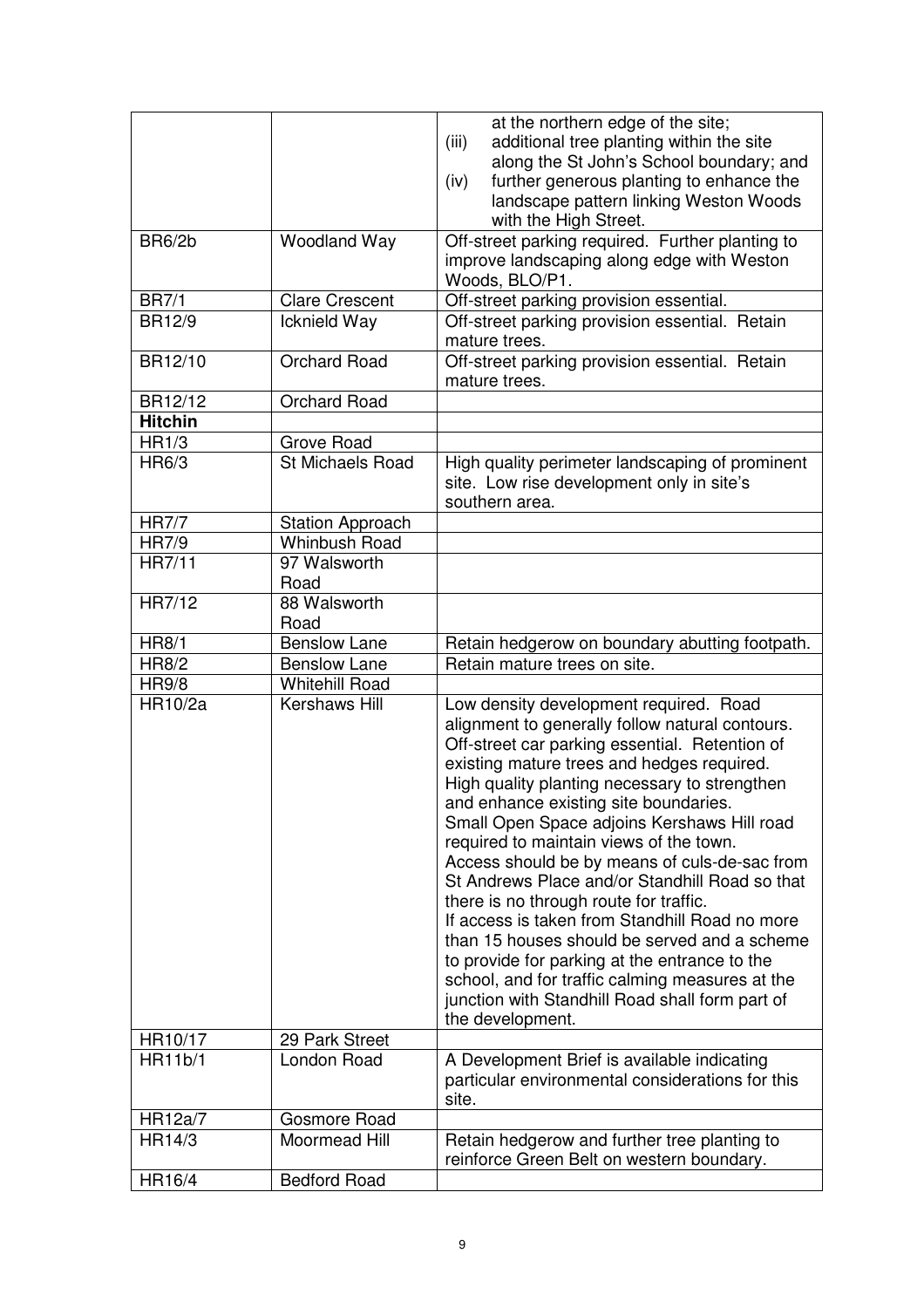| | | |
|---|---|---|
| | | at the northern edge of the site;<br>(iii) additional tree planting within the site along the St John's School boundary; and<br>(iv) further generous planting to enhance the landscape pattern linking Weston Woods with the High Street. |
| BR6/2b | Woodland Way | Off-street parking required. Further planting to improve landscaping along edge with Weston Woods, BLO/P1. |
| BR7/1 | Clare Crescent | Off-street parking provision essential. |
| BR12/9 | Icknield Way | Off-street parking provision essential. Retain mature trees. |
| BR12/10 | Orchard Road | Off-street parking provision essential. Retain mature trees. |
| BR12/12 | Orchard Road | |
| **Hitchin** | | |
| HR1/3 | Grove Road | |
| HR6/3 | St Michaels Road | High quality perimeter landscaping of prominent site. Low rise development only in site's southern area. |
| HR7/7 | Station Approach | |
| HR7/9 | Whinbush Road | |
| HR7/11 | 97 Walsworth Road | |
| HR7/12 | 88 Walsworth Road | |
| HR8/1 | Benslow Lane | Retain hedgerow on boundary abutting footpath. |
| HR8/2 | Benslow Lane | Retain mature trees on site. |
| HR9/8 | Whitehill Road | |
| HR10/2a | Kershaws Hill | Low density development required. Road alignment to generally follow natural contours. Off-street car parking essential. Retention of existing mature trees and hedges required. High quality planting necessary to strengthen and enhance existing site boundaries.<br>Small Open Space adjoins Kershaws Hill road required to maintain views of the town.<br>Access should be by means of culs-de-sac from St Andrews Place and/or Standhill Road so that there is no through route for traffic.<br>If access is taken from Standhill Road no more than 15 houses should be served and a scheme to provide for parking at the entrance to the school, and for traffic calming measures at the junction with Standhill Road shall form part of the development. |
| HR10/17 | 29 Park Street | |
| HR11b/1 | London Road | A Development Brief is available indicating particular environmental considerations for this site. |
| HR12a/7 | Gosmore Road | |
| HR14/3 | Moormead Hill | Retain hedgerow and further tree planting to reinforce Green Belt on western boundary. |
| HR16/4 | Bedford Road | |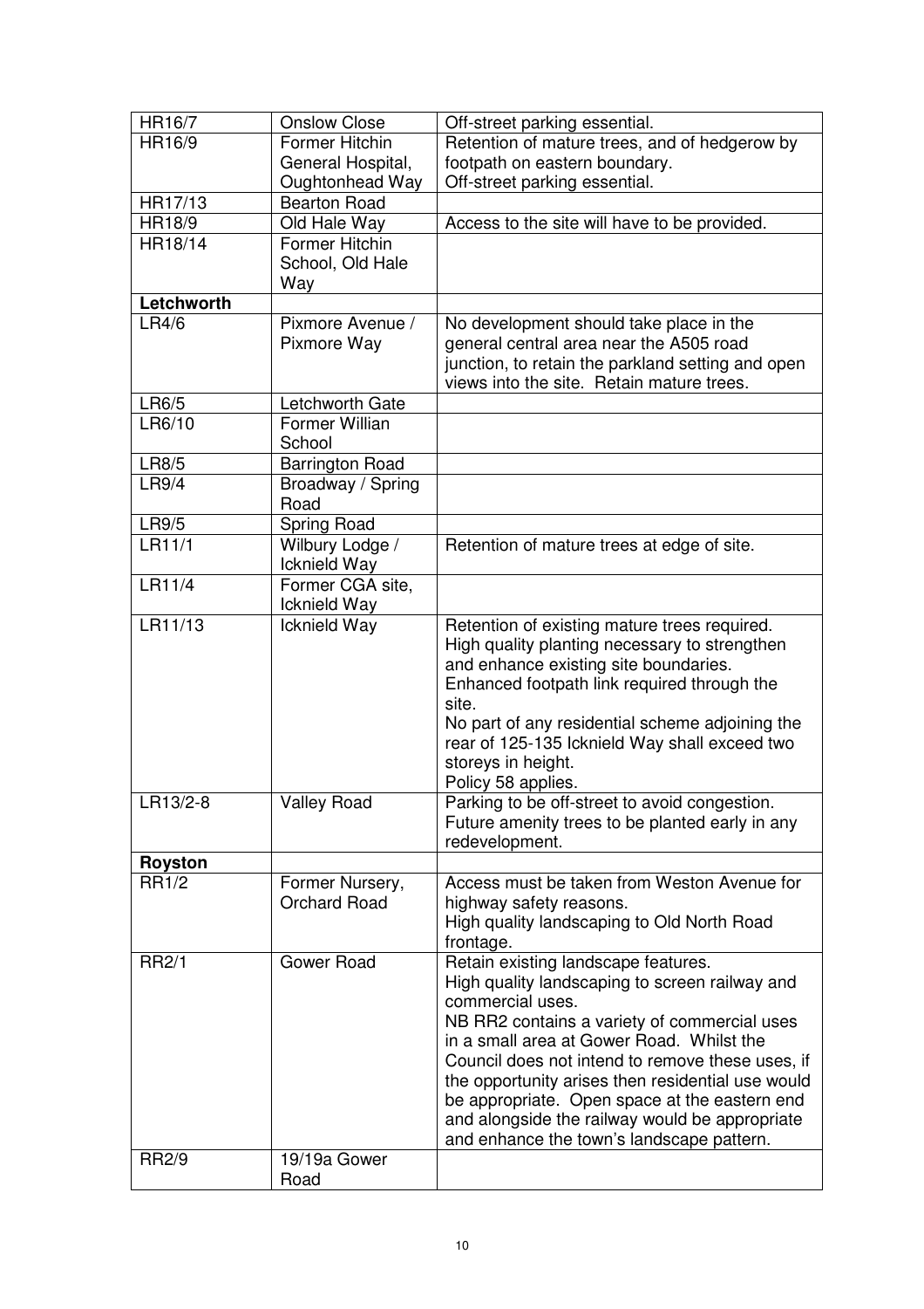| HR16/7 | Onslow Close | Off-street parking essential. |
|---|---|---|
| HR16/9 | Former Hitchin General Hospital, Oughtonhead Way | Retention of mature trees, and of hedgerow by footpath on eastern boundary.<br>Off-street parking essential. |
| HR17/13 | Bearton Road | |
| HR18/9 | Old Hale Way | Access to the site will have to be provided. |
| HR18/14 | Former Hitchin School, Old Hale Way | |
| **Letchworth** | | |
| LR4/6 | Pixmore Avenue / Pixmore Way | No development should take place in the general central area near the A505 road junction, to retain the parkland setting and open views into the site. Retain mature trees. |
| LR6/5 | Letchworth Gate | |
| LR6/10 | Former Willian School | |
| LR8/5 | Barrington Road | |
| LR9/4 | Broadway / Spring Road | |
| LR9/5 | Spring Road | |
| LR11/1 | Wilbury Lodge / Icknield Way | Retention of mature trees at edge of site. |
| LR11/4 | Former CGA site, Icknield Way | |
| LR11/13 | Icknield Way | Retention of existing mature trees required.<br>High quality planting necessary to strengthen and enhance existing site boundaries.<br>Enhanced footpath link required through the site.<br>No part of any residential scheme adjoining the rear of 125-135 Icknield Way shall exceed two storeys in height.<br>Policy 58 applies. |
| LR13/2-8 | Valley Road | Parking to be off-street to avoid congestion.<br>Future amenity trees to be planted early in any redevelopment. |
| **Royston** | | |
| RR1/2 | Former Nursery, Orchard Road | Access must be taken from Weston Avenue for highway safety reasons.<br>High quality landscaping to Old North Road frontage. |
| RR2/1 | Gower Road | Retain existing landscape features.<br>High quality landscaping to screen railway and commercial uses.<br>NB RR2 contains a variety of commercial uses in a small area at Gower Road. Whilst the Council does not intend to remove these uses, if the opportunity arises then residential use would be appropriate. Open space at the eastern end and alongside the railway would be appropriate and enhance the town's landscape pattern. |
| RR2/9 | 19/19a Gower Road | |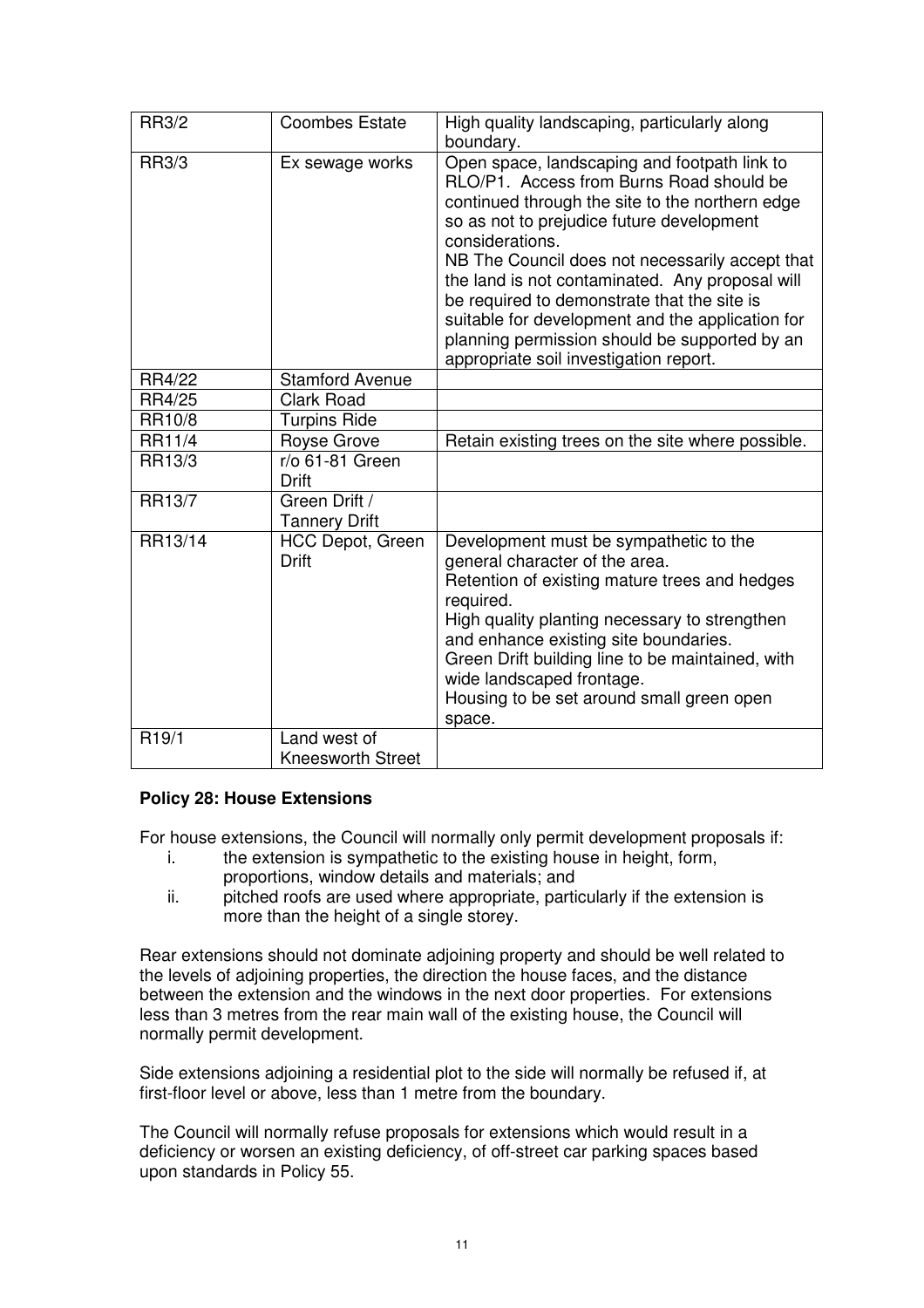| RR3/2 | Coombes Estate | High quality landscaping, particularly along boundary. |
|---|---|---|
| RR3/3 | Ex sewage works | Open space, landscaping and footpath link to RLO/P1. Access from Burns Road should be continued through the site to the northern edge so as not to prejudice future development considerations.<br>NB The Council does not necessarily accept that the land is not contaminated. Any proposal will be required to demonstrate that the site is suitable for development and the application for planning permission should be supported by an appropriate soil investigation report. |
| RR4/22 | Stamford Avenue | |
| RR4/25 | Clark Road | |
| RR10/8 | Turpins Ride | |
| RR11/4 | Royse Grove | Retain existing trees on the site where possible. |
| RR13/3 | r/o 61-81 Green Drift | |
| RR13/7 | Green Drift / Tannery Drift | |
| RR13/14 | HCC Depot, Green Drift | Development must be sympathetic to the general character of the area.<br>Retention of existing mature trees and hedges required.<br>High quality planting necessary to strengthen and enhance existing site boundaries.<br>Green Drift building line to be maintained, with wide landscaped frontage.<br>Housing to be set around small green open space. |
| R19/1 | Land west of Kneesworth Street | |

**Policy 28: House Extensions**

For house extensions, the Council will normally only permit development proposals if:

i. the extension is sympathetic to the existing house in height, form, proportions, window details and materials; and
ii. pitched roofs are used where appropriate, particularly if the extension is more than the height of a single storey.

Rear extensions should not dominate adjoining property and should be well related to the levels of adjoining properties, the direction the house faces, and the distance between the extension and the windows in the next door properties. For extensions less than 3 metres from the rear main wall of the existing house, the Council will normally permit development.

Side extensions adjoining a residential plot to the side will normally be refused if, at first-floor level or above, less than 1 metre from the boundary.

The Council will normally refuse proposals for extensions which would result in a deficiency or worsen an existing deficiency, of off-street car parking spaces based upon standards in Policy 55.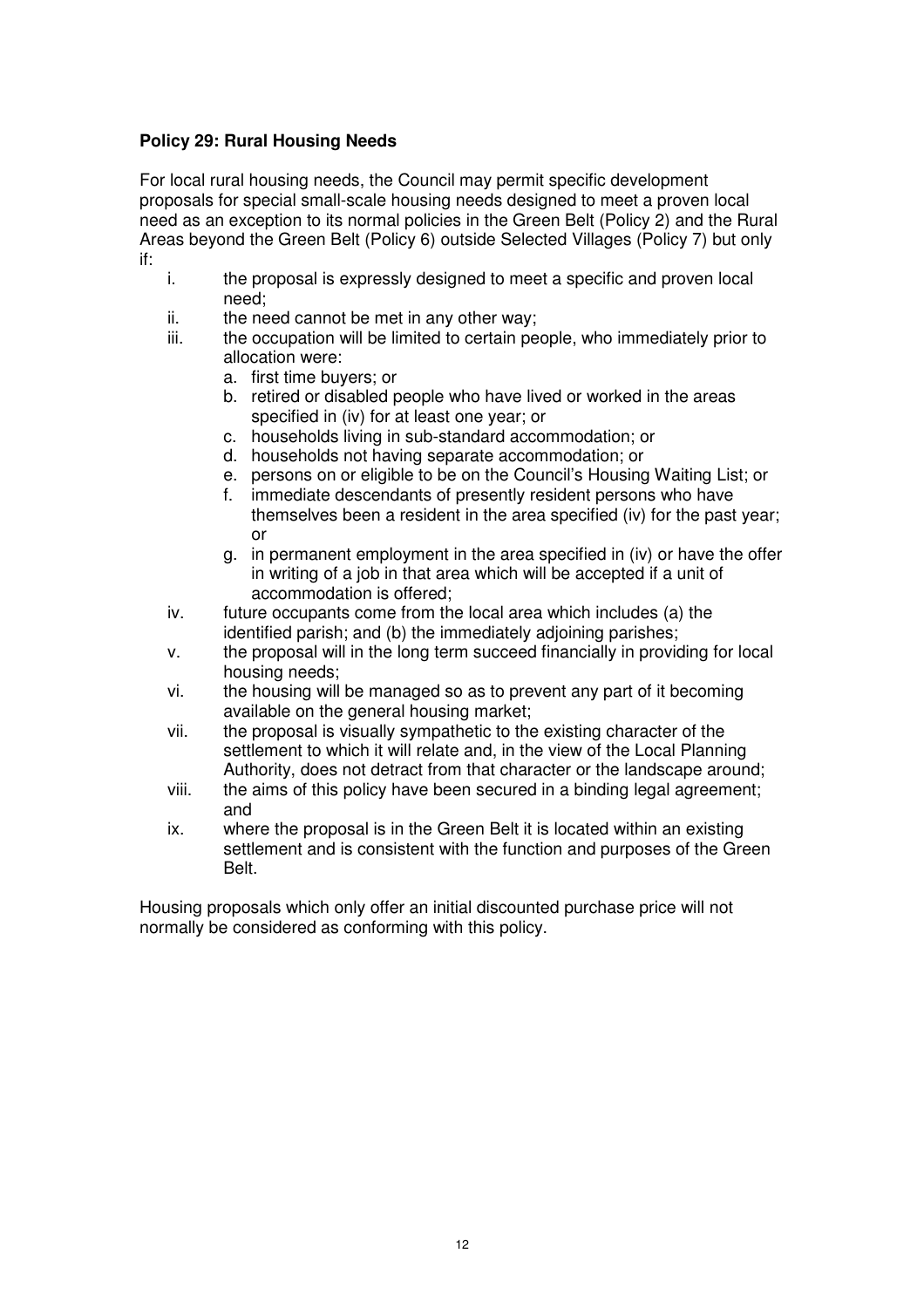**Policy 29: Rural Housing Needs**

For local rural housing needs, the Council may permit specific development proposals for special small-scale housing needs designed to meet a proven local need as an exception to its normal policies in the Green Belt (Policy 2) and the Rural Areas beyond the Green Belt (Policy 6) outside Selected Villages (Policy 7) but only if:

i. the proposal is expressly designed to meet a specific and proven local need;
ii. the need cannot be met in any other way;
iii. the occupation will be limited to certain people, who immediately prior to allocation were:
   a. first time buyers; or
   b. retired or disabled people who have lived or worked in the areas specified in (iv) for at least one year; or
   c. households living in sub-standard accommodation; or
   d. households not having separate accommodation; or
   e. persons on or eligible to be on the Council's Housing Waiting List; or
   f. immediate descendants of presently resident persons who have themselves been a resident in the area specified (iv) for the past year; or
   g. in permanent employment in the area specified in (iv) or have the offer in writing of a job in that area which will be accepted if a unit of accommodation is offered;
iv. future occupants come from the local area which includes (a) the identified parish; and (b) the immediately adjoining parishes;
v. the proposal will in the long term succeed financially in providing for local housing needs;
vi. the housing will be managed so as to prevent any part of it becoming available on the general housing market;
vii. the proposal is visually sympathetic to the existing character of the settlement to which it will relate and, in the view of the Local Planning Authority, does not detract from that character or the landscape around;
viii. the aims of this policy have been secured in a binding legal agreement; and
ix. where the proposal is in the Green Belt it is located within an existing settlement and is consistent with the function and purposes of the Green Belt.

Housing proposals which only offer an initial discounted purchase price will not normally be considered as conforming with this policy.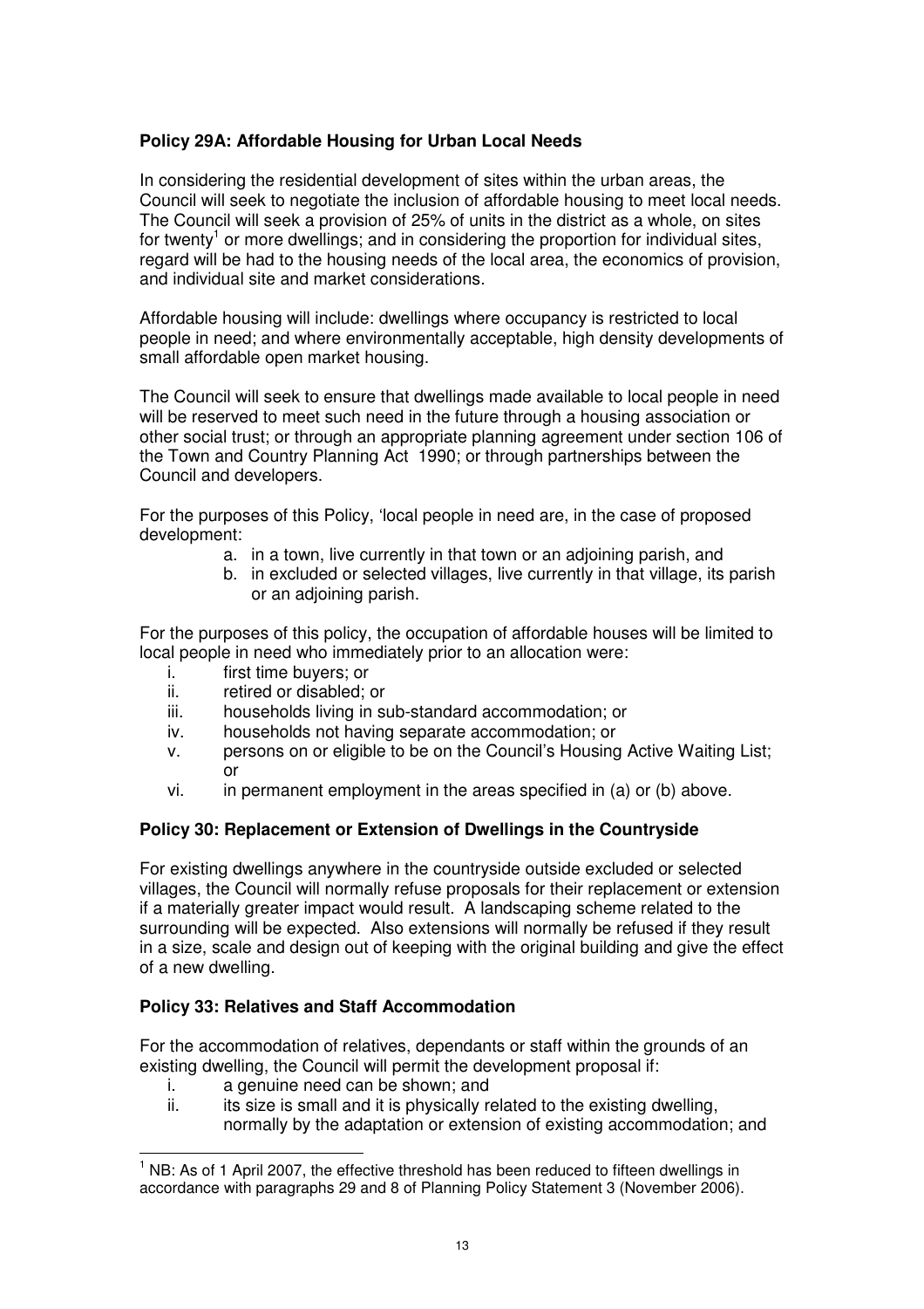**Policy 29A: Affordable Housing for Urban Local Needs**

In considering the residential development of sites within the urban areas, the Council will seek to negotiate the inclusion of affordable housing to meet local needs. The Council will seek a provision of 25% of units in the district as a whole, on sites for twenty[1] or more dwellings; and in considering the proportion for individual sites, regard will be had to the housing needs of the local area, the economics of provision, and individual site and market considerations.

Affordable housing will include: dwellings where occupancy is restricted to local people in need; and where environmentally acceptable, high density developments of small affordable open market housing.

The Council will seek to ensure that dwellings made available to local people in need will be reserved to meet such need in the future through a housing association or other social trust; or through an appropriate planning agreement under section 106 of the Town and Country Planning Act 1990; or through partnerships between the Council and developers.

For the purposes of this Policy, 'local people in need are, in the case of proposed development:

a. in a town, live currently in that town or an adjoining parish, and
b. in excluded or selected villages, live currently in that village, its parish or an adjoining parish.

For the purposes of this policy, the occupation of affordable houses will be limited to local people in need who immediately prior to an allocation were:

i. first time buyers; or
ii. retired or disabled; or
iii. households living in sub-standard accommodation; or
iv. households not having separate accommodation; or
v. persons on or eligible to be on the Council's Housing Active Waiting List; or
vi. in permanent employment in the areas specified in (a) or (b) above.

**Policy 30: Replacement or Extension of Dwellings in the Countryside**

For existing dwellings anywhere in the countryside outside excluded or selected villages, the Council will normally refuse proposals for their replacement or extension if a materially greater impact would result. A landscaping scheme related to the surrounding will be expected. Also extensions will normally be refused if they result in a size, scale and design out of keeping with the original building and give the effect of a new dwelling.

**Policy 33: Relatives and Staff Accommodation**

For the accommodation of relatives, dependants or staff within the grounds of an existing dwelling, the Council will permit the development proposal if:

i. a genuine need can be shown; and
ii. its size is small and it is physically related to the existing dwelling, normally by the adaptation or extension of existing accommodation; and

[1] NB: As of 1 April 2007, the effective threshold has been reduced to fifteen dwellings in accordance with paragraphs 29 and 8 of Planning Policy Statement 3 (November 2006).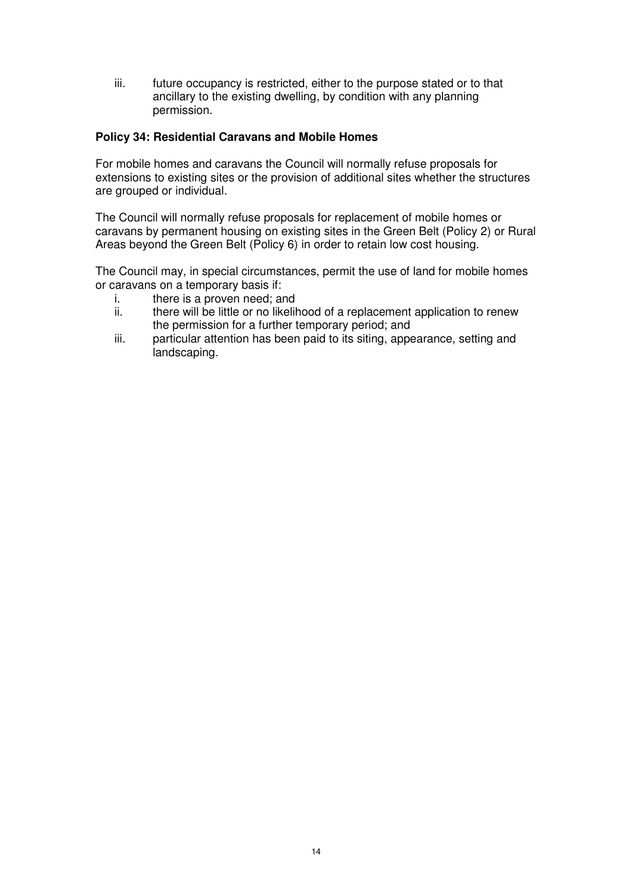iii. future occupancy is restricted, either to the purpose stated or to that ancillary to the existing dwelling, by condition with any planning permission.

**Policy 34: Residential Caravans and Mobile Homes**

For mobile homes and caravans the Council will normally refuse proposals for extensions to existing sites or the provision of additional sites whether the structures are grouped or individual.

The Council will normally refuse proposals for replacement of mobile homes or caravans by permanent housing on existing sites in the Green Belt (Policy 2) or Rural Areas beyond the Green Belt (Policy 6) in order to retain low cost housing.

The Council may, in special circumstances, permit the use of land for mobile homes or caravans on a temporary basis if:

i. there is a proven need; and
ii. there will be little or no likelihood of a replacement application to renew the permission for a further temporary period; and
iii. particular attention has been paid to its siting, appearance, setting and landscaping.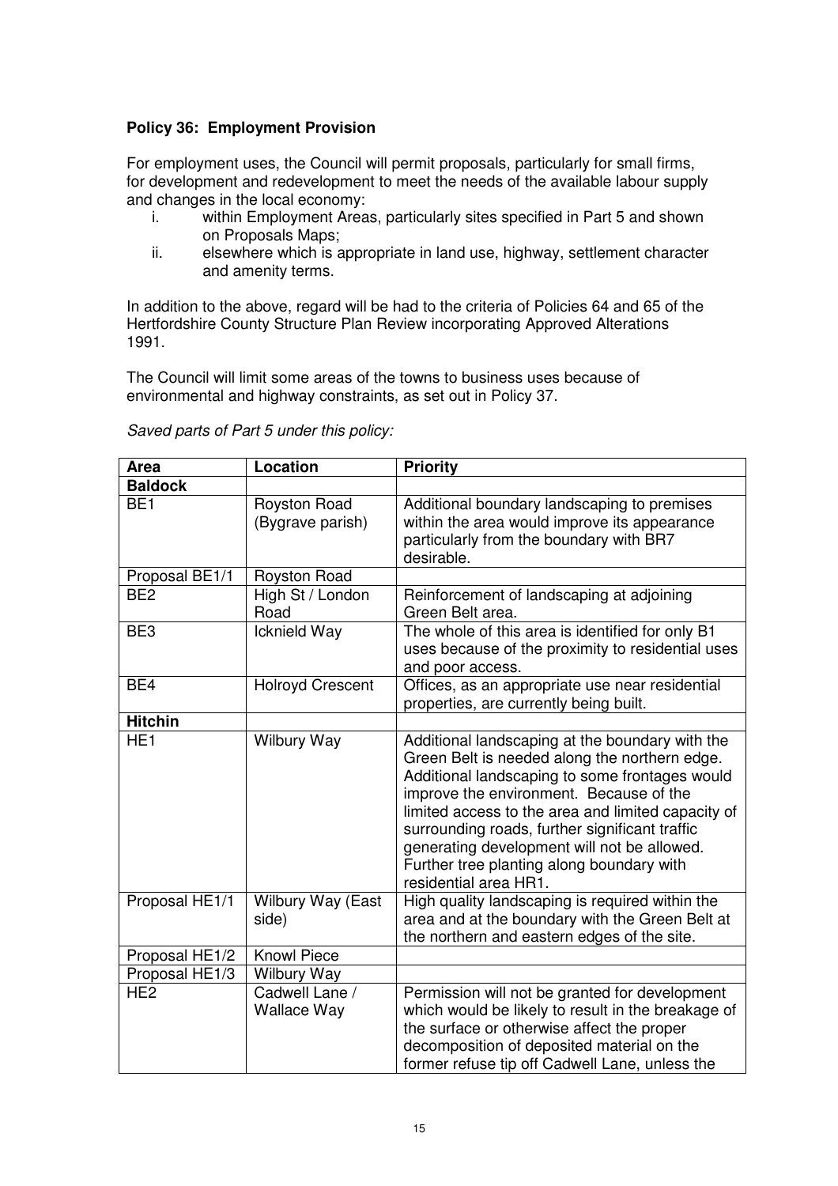**Policy 36: Employment Provision**

For employment uses, the Council will permit proposals, particularly for small firms, for development and redevelopment to meet the needs of the available labour supply and changes in the local economy:

i. within Employment Areas, particularly sites specified in Part 5 and shown on Proposals Maps;
ii. elsewhere which is appropriate in land use, highway, settlement character and amenity terms.

In addition to the above, regard will be had to the criteria of Policies 64 and 65 of the Hertfordshire County Structure Plan Review incorporating Approved Alterations 1991.

The Council will limit some areas of the towns to business uses because of environmental and highway constraints, as set out in Policy 37.

*Saved parts of Part 5 under this policy:*

| Area | Location | Priority |
|---|---|---|
| **Baldock** | | |
| BE1 | Royston Road (Bygrave parish) | Additional boundary landscaping to premises within the area would improve its appearance particularly from the boundary with BR7 desirable. |
| Proposal BE1/1 | Royston Road | |
| BE2 | High St / London Road | Reinforcement of landscaping at adjoining Green Belt area. |
| BE3 | Icknield Way | The whole of this area is identified for only B1 uses because of the proximity to residential uses and poor access. |
| BE4 | Holroyd Crescent | Offices, as an appropriate use near residential properties, are currently being built. |
| **Hitchin** | | |
| HE1 | Wilbury Way | Additional landscaping at the boundary with the Green Belt is needed along the northern edge. Additional landscaping to some frontages would improve the environment. Because of the limited access to the area and limited capacity of surrounding roads, further significant traffic generating development will not be allowed. Further tree planting along boundary with residential area HR1. |
| Proposal HE1/1 | Wilbury Way (East side) | High quality landscaping is required within the area and at the boundary with the Green Belt at the northern and eastern edges of the site. |
| Proposal HE1/2 | Knowl Piece | |
| Proposal HE1/3 | Wilbury Way | |
| HE2 | Cadwell Lane / Wallace Way | Permission will not be granted for development which would be likely to result in the breakage of the surface or otherwise affect the proper decomposition of deposited material on the former refuse tip off Cadwell Lane, unless the |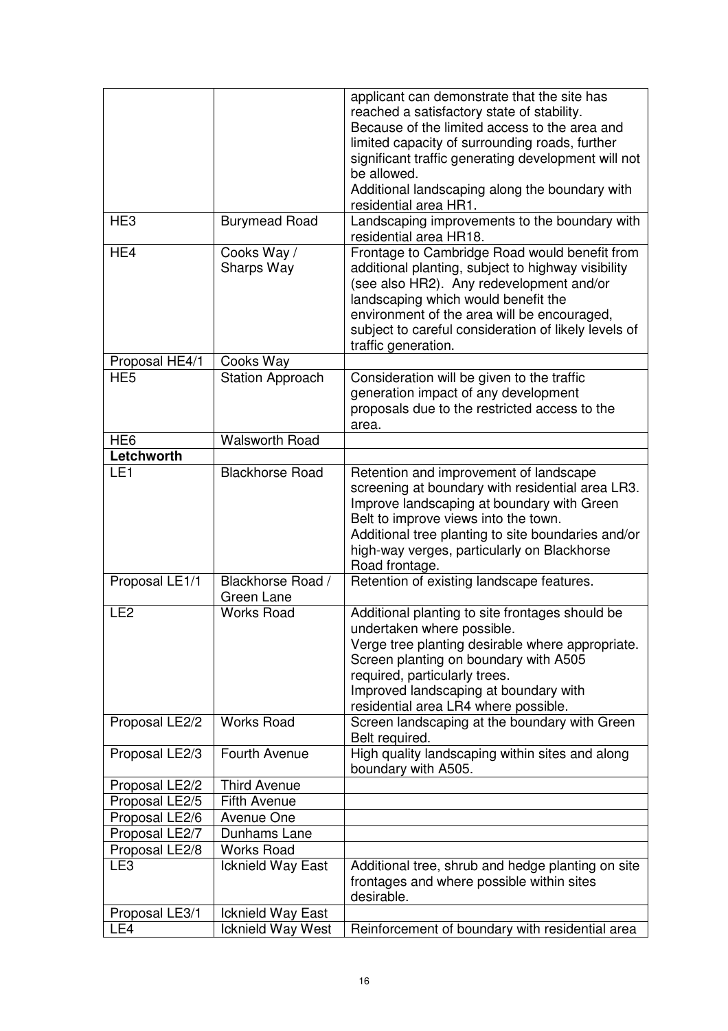| | | |
|---|---|---|
| | | applicant can demonstrate that the site has reached a satisfactory state of stability. Because of the limited access to the area and limited capacity of surrounding roads, further significant traffic generating development will not be allowed. Additional landscaping along the boundary with residential area HR1. |
| HE3 | Burymead Road | Landscaping improvements to the boundary with residential area HR18. |
| HE4 | Cooks Way / Sharps Way | Frontage to Cambridge Road would benefit from additional planting, subject to highway visibility (see also HR2). Any redevelopment and/or landscaping which would benefit the environment of the area will be encouraged, subject to careful consideration of likely levels of traffic generation. |
| Proposal HE4/1 | Cooks Way | |
| HE5 | Station Approach | Consideration will be given to the traffic generation impact of any development proposals due to the restricted access to the area. |
| HE6 | Walsworth Road | |
| **Letchworth** | | |
| LE1 | Blackhorse Road | Retention and improvement of landscape screening at boundary with residential area LR3. Improve landscaping at boundary with Green Belt to improve views into the town. Additional tree planting to site boundaries and/or high-way verges, particularly on Blackhorse Road frontage. |
| Proposal LE1/1 | Blackhorse Road / Green Lane | Retention of existing landscape features. |
| LE2 | Works Road | Additional planting to site frontages should be undertaken where possible. Verge tree planting desirable where appropriate. Screen planting on boundary with A505 required, particularly trees. Improved landscaping at boundary with residential area LR4 where possible. |
| Proposal LE2/2 | Works Road | Screen landscaping at the boundary with Green Belt required. |
| Proposal LE2/3 | Fourth Avenue | High quality landscaping within sites and along boundary with A505. |
| Proposal LE2/2 | Third Avenue | |
| Proposal LE2/5 | Fifth Avenue | |
| Proposal LE2/6 | Avenue One | |
| Proposal LE2/7 | Dunhams Lane | |
| Proposal LE2/8 | Works Road | |
| LE3 | Icknield Way East | Additional tree, shrub and hedge planting on site frontages and where possible within sites desirable. |
| Proposal LE3/1 | Icknield Way East | |
| LE4 | Icknield Way West | Reinforcement of boundary with residential area |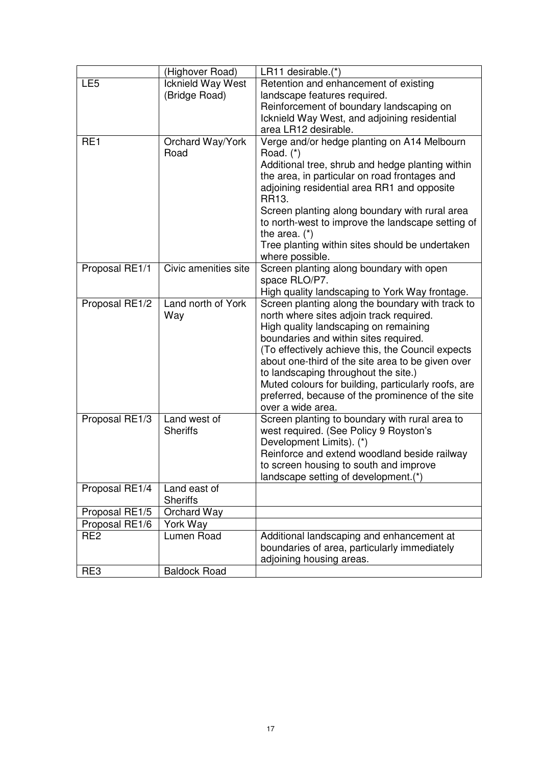| | (Highover Road) | LR11 desirable.(*) |
|---|---|---|
| LE5 | Icknield Way West (Bridge Road) | Retention and enhancement of existing landscape features required.<br>Reinforcement of boundary landscaping on Icknield Way West, and adjoining residential area LR12 desirable. |
| RE1 | Orchard Way/York Road | Verge and/or hedge planting on A14 Melbourn Road. (*)<br>Additional tree, shrub and hedge planting within the area, in particular on road frontages and adjoining residential area RR1 and opposite RR13.<br>Screen planting along boundary with rural area to north-west to improve the landscape setting of the area. (*)<br>Tree planting within sites should be undertaken where possible. |
| Proposal RE1/1 | Civic amenities site | Screen planting along boundary with open space RLO/P7.<br>High quality landscaping to York Way frontage. |
| Proposal RE1/2 | Land north of York Way | Screen planting along the boundary with track to north where sites adjoin track required.<br>High quality landscaping on remaining boundaries and within sites required.<br>(To effectively achieve this, the Council expects about one-third of the site area to be given over to landscaping throughout the site.)<br>Muted colours for building, particularly roofs, are preferred, because of the prominence of the site over a wide area. |
| Proposal RE1/3 | Land west of Sheriffs | Screen planting to boundary with rural area to west required. (See Policy 9 Royston's Development Limits). (*)<br>Reinforce and extend woodland beside railway to screen housing to south and improve landscape setting of development.(*) |
| Proposal RE1/4 | Land east of Sheriffs | |
| Proposal RE1/5 | Orchard Way | |
| Proposal RE1/6 | York Way | |
| RE2 | Lumen Road | Additional landscaping and enhancement at boundaries of area, particularly immediately adjoining housing areas. |
| RE3 | Baldock Road | |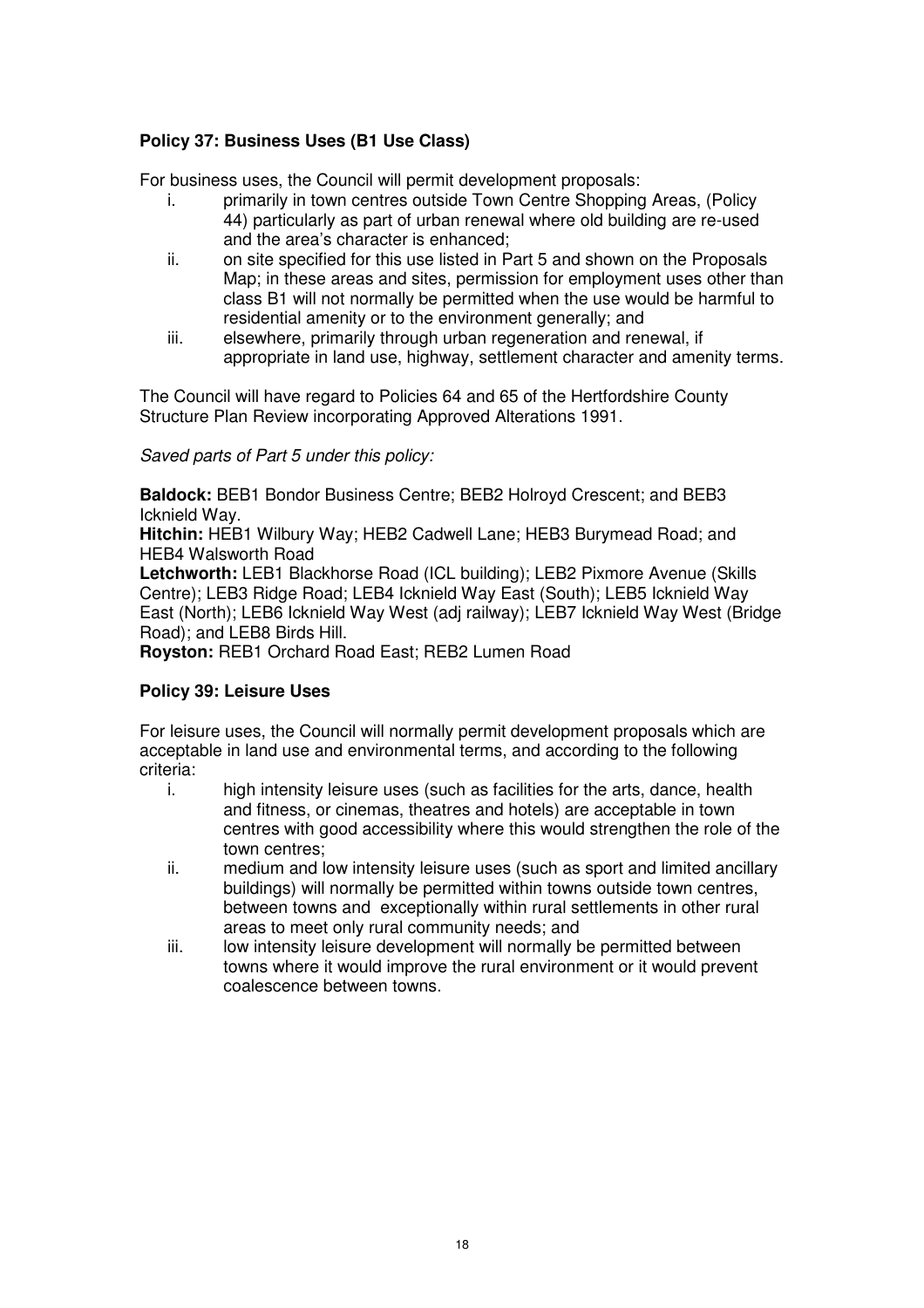**Policy 37: Business Uses (B1 Use Class)**

For business uses, the Council will permit development proposals:

i. primarily in town centres outside Town Centre Shopping Areas, (Policy 44) particularly as part of urban renewal where old building are re-used and the area's character is enhanced;
ii. on site specified for this use listed in Part 5 and shown on the Proposals Map; in these areas and sites, permission for employment uses other than class B1 will not normally be permitted when the use would be harmful to residential amenity or to the environment generally; and
iii. elsewhere, primarily through urban regeneration and renewal, if appropriate in land use, highway, settlement character and amenity terms.

The Council will have regard to Policies 64 and 65 of the Hertfordshire County Structure Plan Review incorporating Approved Alterations 1991.

*Saved parts of Part 5 under this policy:*

**Baldock:** BEB1 Bondor Business Centre; BEB2 Holroyd Crescent; and BEB3 Icknield Way.
**Hitchin:** HEB1 Wilbury Way; HEB2 Cadwell Lane; HEB3 Burymead Road; and HEB4 Walsworth Road
**Letchworth:** LEB1 Blackhorse Road (ICL building); LEB2 Pixmore Avenue (Skills Centre); LEB3 Ridge Road; LEB4 Icknield Way East (South); LEB5 Icknield Way East (North); LEB6 Icknield Way West (adj railway); LEB7 Icknield Way West (Bridge Road); and LEB8 Birds Hill.
**Royston:** REB1 Orchard Road East; REB2 Lumen Road

**Policy 39: Leisure Uses**

For leisure uses, the Council will normally permit development proposals which are acceptable in land use and environmental terms, and according to the following criteria:

i. high intensity leisure uses (such as facilities for the arts, dance, health and fitness, or cinemas, theatres and hotels) are acceptable in town centres with good accessibility where this would strengthen the role of the town centres;
ii. medium and low intensity leisure uses (such as sport and limited ancillary buildings) will normally be permitted within towns outside town centres, between towns and exceptionally within rural settlements in other rural areas to meet only rural community needs; and
iii. low intensity leisure development will normally be permitted between towns where it would improve the rural environment or it would prevent coalescence between towns.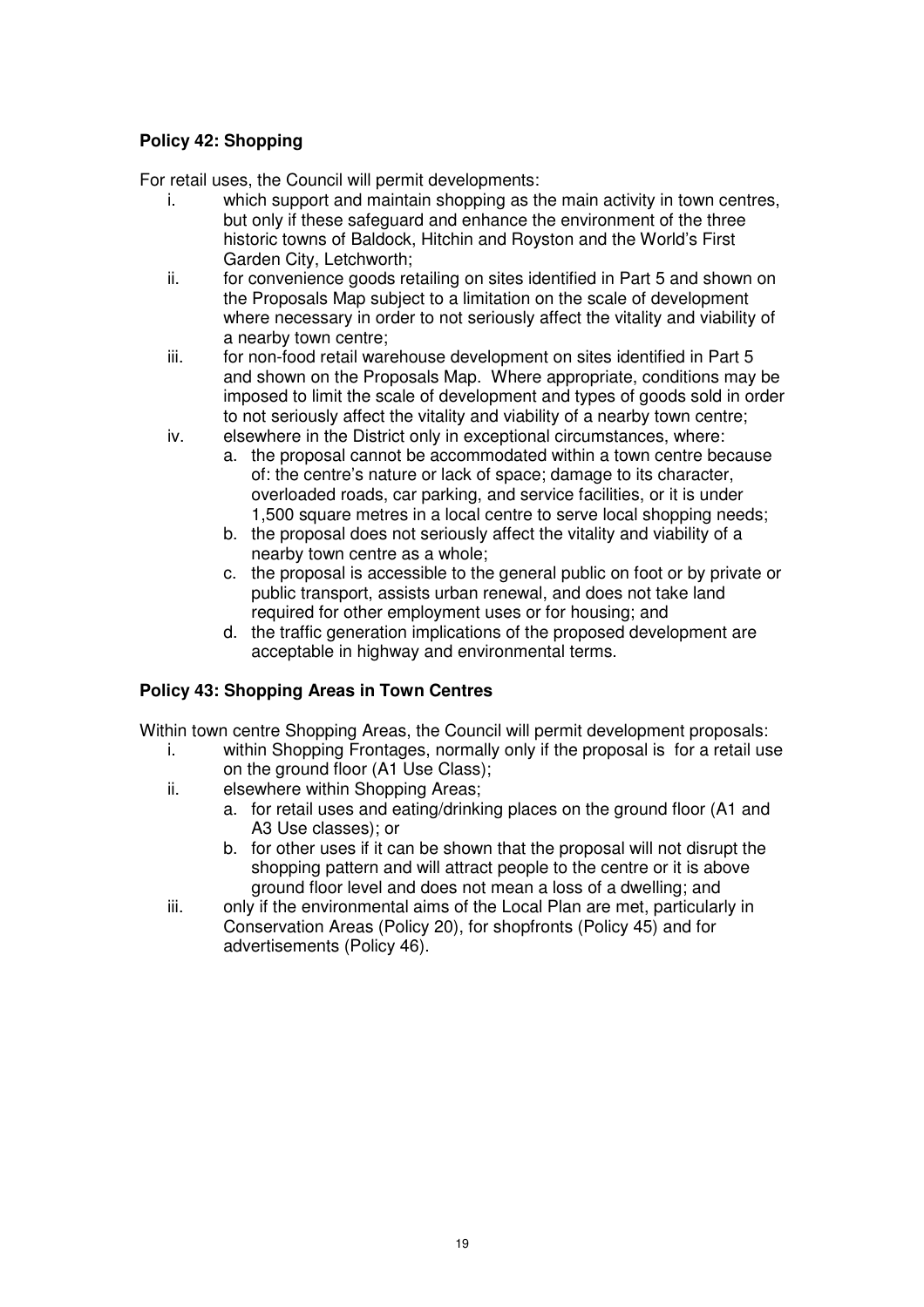**Policy 42: Shopping**

For retail uses, the Council will permit developments:

i. which support and maintain shopping as the main activity in town centres, but only if these safeguard and enhance the environment of the three historic towns of Baldock, Hitchin and Royston and the World's First Garden City, Letchworth;
ii. for convenience goods retailing on sites identified in Part 5 and shown on the Proposals Map subject to a limitation on the scale of development where necessary in order to not seriously affect the vitality and viability of a nearby town centre;
iii. for non-food retail warehouse development on sites identified in Part 5 and shown on the Proposals Map. Where appropriate, conditions may be imposed to limit the scale of development and types of goods sold in order to not seriously affect the vitality and viability of a nearby town centre;
iv. elsewhere in the District only in exceptional circumstances, where:
    a. the proposal cannot be accommodated within a town centre because of: the centre's nature or lack of space; damage to its character, overloaded roads, car parking, and service facilities, or it is under 1,500 square metres in a local centre to serve local shopping needs;
    b. the proposal does not seriously affect the vitality and viability of a nearby town centre as a whole;
    c. the proposal is accessible to the general public on foot or by private or public transport, assists urban renewal, and does not take land required for other employment uses or for housing; and
    d. the traffic generation implications of the proposed development are acceptable in highway and environmental terms.

**Policy 43: Shopping Areas in Town Centres**

Within town centre Shopping Areas, the Council will permit development proposals:

i. within Shopping Frontages, normally only if the proposal is for a retail use on the ground floor (A1 Use Class);
ii. elsewhere within Shopping Areas;
    a. for retail uses and eating/drinking places on the ground floor (A1 and A3 Use classes); or
    b. for other uses if it can be shown that the proposal will not disrupt the shopping pattern and will attract people to the centre or it is above ground floor level and does not mean a loss of a dwelling; and
iii. only if the environmental aims of the Local Plan are met, particularly in Conservation Areas (Policy 20), for shopfronts (Policy 45) and for advertisements (Policy 46).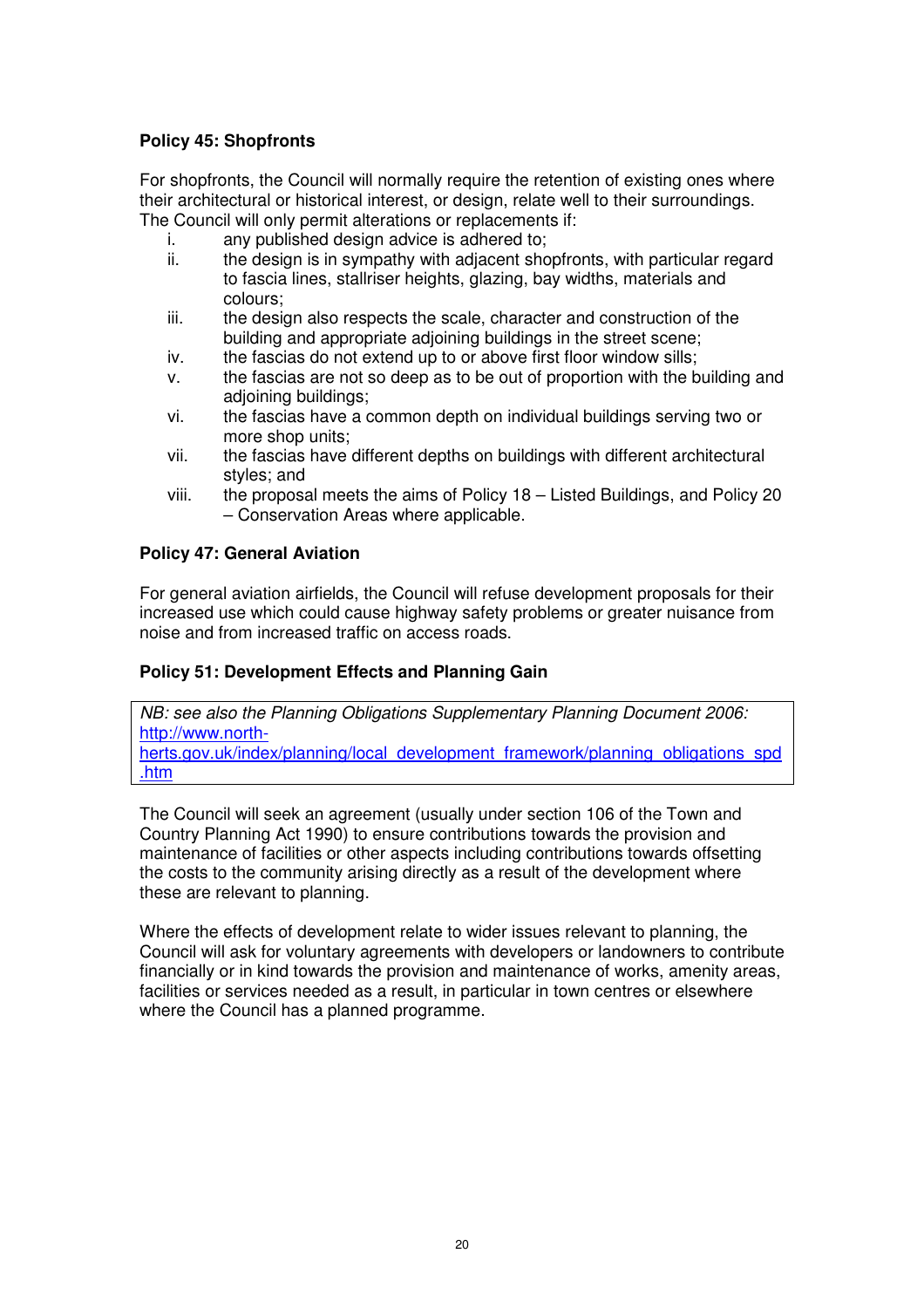**Policy 45: Shopfronts**

For shopfronts, the Council will normally require the retention of existing ones where their architectural or historical interest, or design, relate well to their surroundings. The Council will only permit alterations or replacements if:

i. any published design advice is adhered to;
ii. the design is in sympathy with adjacent shopfronts, with particular regard to fascia lines, stallriser heights, glazing, bay widths, materials and colours;
iii. the design also respects the scale, character and construction of the building and appropriate adjoining buildings in the street scene;
iv. the fascias do not extend up to or above first floor window sills;
v. the fascias are not so deep as to be out of proportion with the building and adjoining buildings;
vi. the fascias have a common depth on individual buildings serving two or more shop units;
vii. the fascias have different depths on buildings with different architectural styles; and
viii. the proposal meets the aims of Policy 18 – Listed Buildings, and Policy 20 – Conservation Areas where applicable.

**Policy 47: General Aviation**

For general aviation airfields, the Council will refuse development proposals for their increased use which could cause highway safety problems or greater nuisance from noise and from increased traffic on access roads.

**Policy 51: Development Effects and Planning Gain**

*NB: see also the Planning Obligations Supplementary Planning Document 2006:* http://www.north-herts.gov.uk/index/planning/local_development_framework/planning_obligations_spd.htm

The Council will seek an agreement (usually under section 106 of the Town and Country Planning Act 1990) to ensure contributions towards the provision and maintenance of facilities or other aspects including contributions towards offsetting the costs to the community arising directly as a result of the development where these are relevant to planning.

Where the effects of development relate to wider issues relevant to planning, the Council will ask for voluntary agreements with developers or landowners to contribute financially or in kind towards the provision and maintenance of works, amenity areas, facilities or services needed as a result, in particular in town centres or elsewhere where the Council has a planned programme.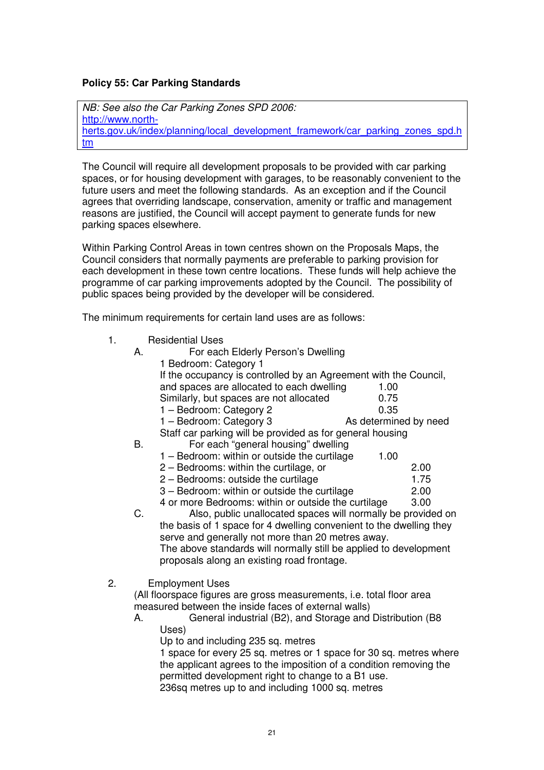**Policy 55: Car Parking Standards**

> *NB: See also the Car Parking Zones SPD 2006:*
> [http://www.north-herts.gov.uk/index/planning/local_development_framework/car_parking_zones_spd.htm](http://www.north-herts.gov.uk/index/planning/local_development_framework/car_parking_zones_spd.htm)

The Council will require all development proposals to be provided with car parking spaces, or for housing development with garages, to be reasonably convenient to the future users and meet the following standards. As an exception and if the Council agrees that overriding landscape, conservation, amenity or traffic and management reasons are justified, the Council will accept payment to generate funds for new parking spaces elsewhere.

Within Parking Control Areas in town centres shown on the Proposals Maps, the Council considers that normally payments are preferable to parking provision for each development in these town centre locations. These funds will help achieve the programme of car parking improvements adopted by the Council. The possibility of public spaces being provided by the developer will be considered.

The minimum requirements for certain land uses are as follows:

1. Residential Uses

   A. For each Elderly Person's Dwelling

   1 Bedroom: Category 1
   If the occupancy is controlled by an Agreement with the Council, and spaces are allocated to each dwelling 1.00
   Similarly, but spaces are not allocated 0.75
   1 – Bedroom: Category 2 0.35
   1 – Bedroom: Category 3 As determined by need
   Staff car parking will be provided as for general housing

   B. For each "general housing" dwelling

   1 – Bedroom: within or outside the curtilage 1.00
   2 – Bedrooms: within the curtilage, or 2.00
   2 – Bedrooms: outside the curtilage 1.75
   3 – Bedroom: within or outside the curtilage 2.00
   4 or more Bedrooms: within or outside the curtilage 3.00

   C. Also, public unallocated spaces will normally be provided on the basis of 1 space for 4 dwelling convenient to the dwelling they serve and generally not more than 20 metres away.
   The above standards will normally still be applied to development proposals along an existing road frontage.

2. Employment Uses

   (All floorspace figures are gross measurements, i.e. total floor area measured between the inside faces of external walls)

   A. General industrial (B2), and Storage and Distribution (B8 Uses)

   Up to and including 235 sq. metres
   1 space for every 25 sq. metres or 1 space for 30 sq. metres where the applicant agrees to the imposition of a condition removing the permitted development right to change to a B1 use.
   236sq metres up to and including 1000 sq. metres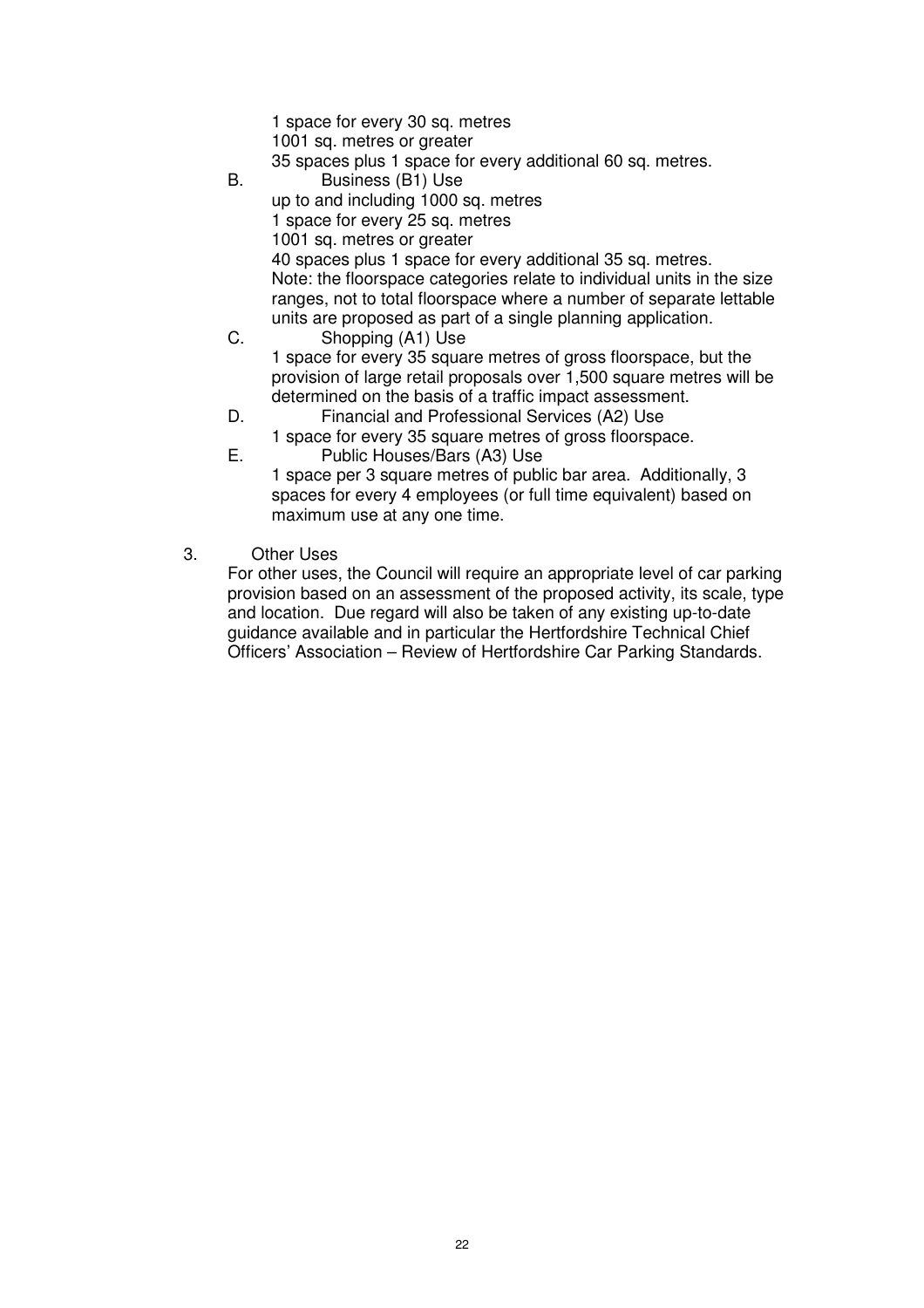1 space for every 30 sq. metres

1001 sq. metres or greater

35 spaces plus 1 space for every additional 60 sq. metres.

B. Business (B1) Use

up to and including 1000 sq. metres

1 space for every 25 sq. metres

1001 sq. metres or greater

40 spaces plus 1 space for every additional 35 sq. metres.

Note: the floorspace categories relate to individual units in the size ranges, not to total floorspace where a number of separate lettable units are proposed as part of a single planning application.

C. Shopping (A1) Use

1 space for every 35 square metres of gross floorspace, but the provision of large retail proposals over 1,500 square metres will be determined on the basis of a traffic impact assessment.

D. Financial and Professional Services (A2) Use

1 space for every 35 square metres of gross floorspace.

E. Public Houses/Bars (A3) Use

1 space per 3 square metres of public bar area. Additionally, 3 spaces for every 4 employees (or full time equivalent) based on maximum use at any one time.

3. Other Uses

For other uses, the Council will require an appropriate level of car parking provision based on an assessment of the proposed activity, its scale, type and location. Due regard will also be taken of any existing up-to-date guidance available and in particular the Hertfordshire Technical Chief Officers' Association – Review of Hertfordshire Car Parking Standards.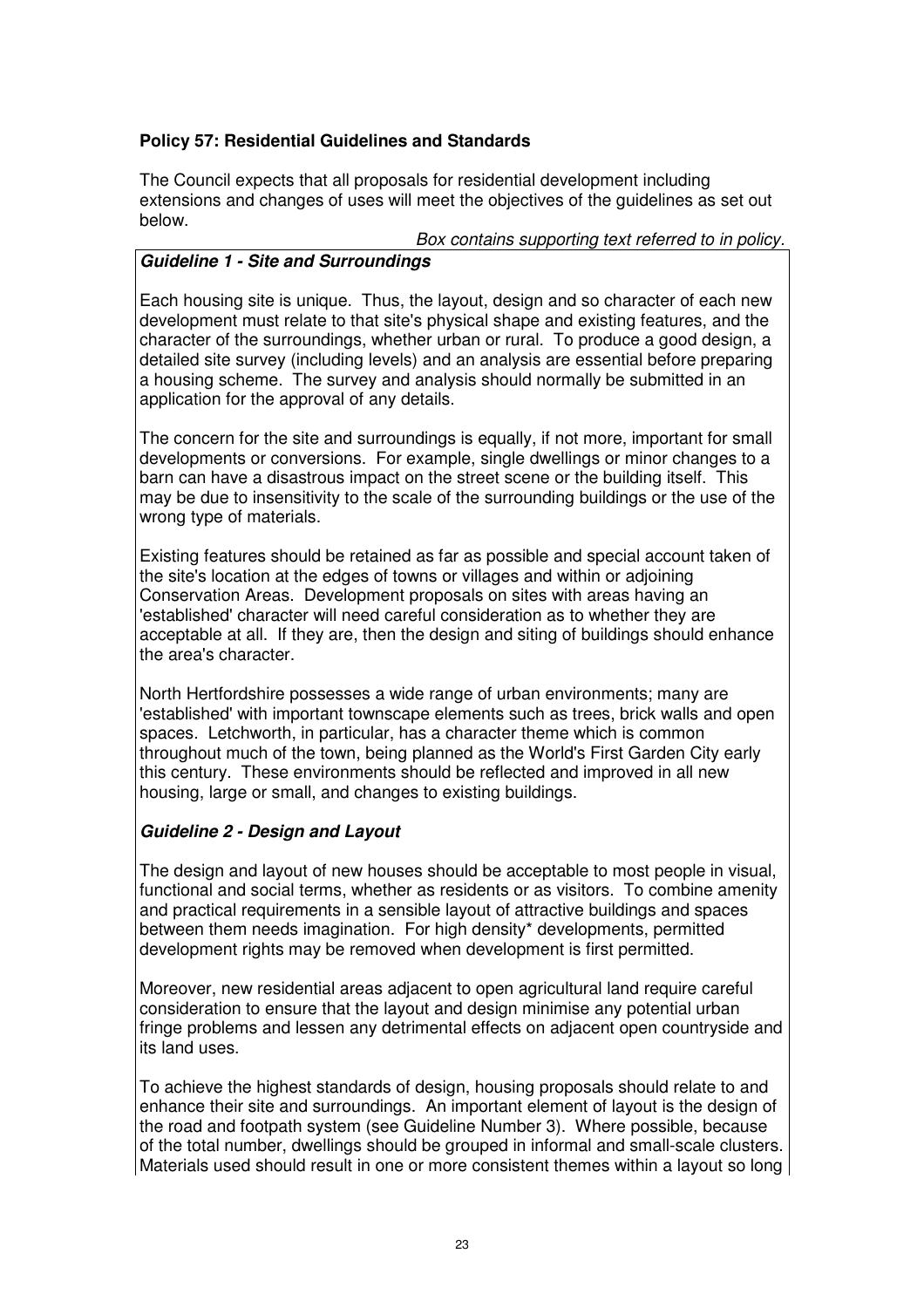### Policy 57: Residential Guidelines and Standards

The Council expects that all proposals for residential development including extensions and changes of uses will meet the objectives of the guidelines as set out below.

*Box contains supporting text referred to in policy.*

#### *Guideline 1 - Site and Surroundings*

Each housing site is unique. Thus, the layout, design and so character of each new development must relate to that site's physical shape and existing features, and the character of the surroundings, whether urban or rural. To produce a good design, a detailed site survey (including levels) and an analysis are essential before preparing a housing scheme. The survey and analysis should normally be submitted in an application for the approval of any details.

The concern for the site and surroundings is equally, if not more, important for small developments or conversions. For example, single dwellings or minor changes to a barn can have a disastrous impact on the street scene or the building itself. This may be due to insensitivity to the scale of the surrounding buildings or the use of the wrong type of materials.

Existing features should be retained as far as possible and special account taken of the site's location at the edges of towns or villages and within or adjoining Conservation Areas. Development proposals on sites with areas having an 'established' character will need careful consideration as to whether they are acceptable at all. If they are, then the design and siting of buildings should enhance the area's character.

North Hertfordshire possesses a wide range of urban environments; many are 'established' with important townscape elements such as trees, brick walls and open spaces. Letchworth, in particular, has a character theme which is common throughout much of the town, being planned as the World's First Garden City early this century. These environments should be reflected and improved in all new housing, large or small, and changes to existing buildings.

#### *Guideline 2 - Design and Layout*

The design and layout of new houses should be acceptable to most people in visual, functional and social terms, whether as residents or as visitors. To combine amenity and practical requirements in a sensible layout of attractive buildings and spaces between them needs imagination. For high density* developments, permitted development rights may be removed when development is first permitted.

Moreover, new residential areas adjacent to open agricultural land require careful consideration to ensure that the layout and design minimise any potential urban fringe problems and lessen any detrimental effects on adjacent open countryside and its land uses.

To achieve the highest standards of design, housing proposals should relate to and enhance their site and surroundings. An important element of layout is the design of the road and footpath system (see Guideline Number 3). Where possible, because of the total number, dwellings should be grouped in informal and small-scale clusters. Materials used should result in one or more consistent themes within a layout so long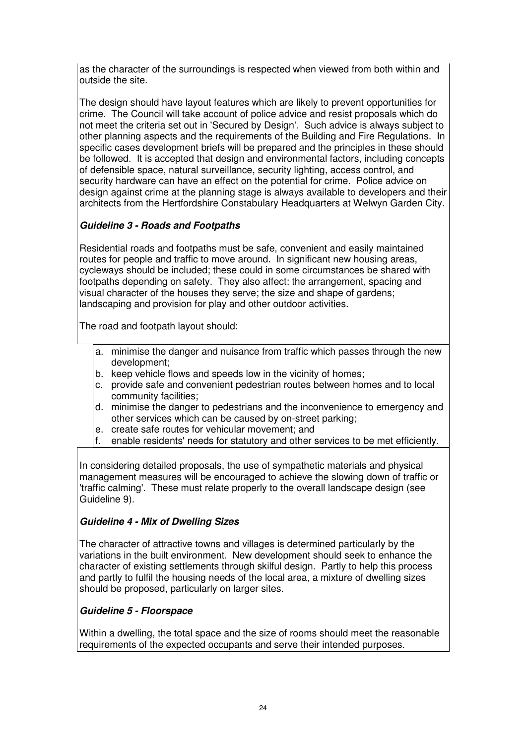as the character of the surroundings is respected when viewed from both within and outside the site.

The design should have layout features which are likely to prevent opportunities for crime. The Council will take account of police advice and resist proposals which do not meet the criteria set out in 'Secured by Design'. Such advice is always subject to other planning aspects and the requirements of the Building and Fire Regulations. In specific cases development briefs will be prepared and the principles in these should be followed. It is accepted that design and environmental factors, including concepts of defensible space, natural surveillance, security lighting, access control, and security hardware can have an effect on the potential for crime. Police advice on design against crime at the planning stage is always available to developers and their architects from the Hertfordshire Constabulary Headquarters at Welwyn Garden City.

***Guideline 3 - Roads and Footpaths***

Residential roads and footpaths must be safe, convenient and easily maintained routes for people and traffic to move around. In significant new housing areas, cycleways should be included; these could in some circumstances be shared with footpaths depending on safety. They also affect: the arrangement, spacing and visual character of the houses they serve; the size and shape of gardens; landscaping and provision for play and other outdoor activities.

The road and footpath layout should:

a. minimise the danger and nuisance from traffic which passes through the new development;
b. keep vehicle flows and speeds low in the vicinity of homes;
c. provide safe and convenient pedestrian routes between homes and to local community facilities;
d. minimise the danger to pedestrians and the inconvenience to emergency and other services which can be caused by on-street parking;
e. create safe routes for vehicular movement; and
f. enable residents' needs for statutory and other services to be met efficiently.

In considering detailed proposals, the use of sympathetic materials and physical management measures will be encouraged to achieve the slowing down of traffic or 'traffic calming'. These must relate properly to the overall landscape design (see Guideline 9).

***Guideline 4 - Mix of Dwelling Sizes***

The character of attractive towns and villages is determined particularly by the variations in the built environment. New development should seek to enhance the character of existing settlements through skilful design. Partly to help this process and partly to fulfil the housing needs of the local area, a mixture of dwelling sizes should be proposed, particularly on larger sites.

***Guideline 5 - Floorspace***

Within a dwelling, the total space and the size of rooms should meet the reasonable requirements of the expected occupants and serve their intended purposes.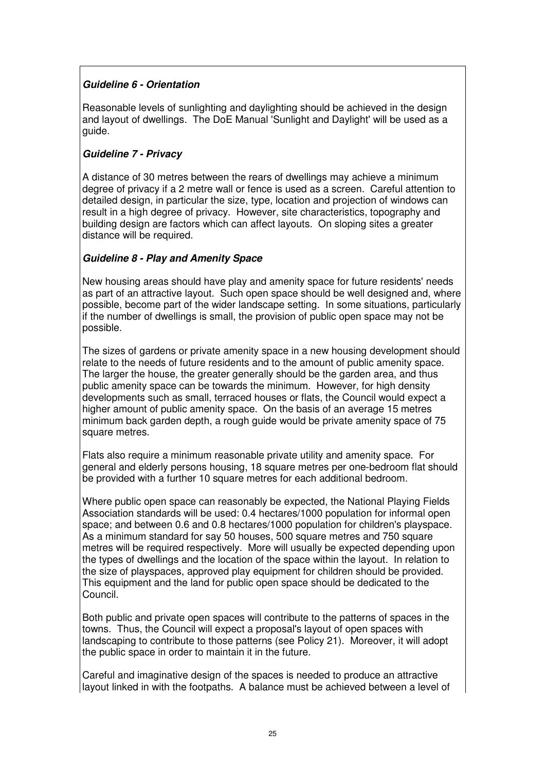***Guideline 6 - Orientation***

Reasonable levels of sunlighting and daylighting should be achieved in the design and layout of dwellings. The DoE Manual 'Sunlight and Daylight' will be used as a guide.

***Guideline 7 - Privacy***

A distance of 30 metres between the rears of dwellings may achieve a minimum degree of privacy if a 2 metre wall or fence is used as a screen. Careful attention to detailed design, in particular the size, type, location and projection of windows can result in a high degree of privacy. However, site characteristics, topography and building design are factors which can affect layouts. On sloping sites a greater distance will be required.

***Guideline 8 - Play and Amenity Space***

New housing areas should have play and amenity space for future residents' needs as part of an attractive layout. Such open space should be well designed and, where possible, become part of the wider landscape setting. In some situations, particularly if the number of dwellings is small, the provision of public open space may not be possible.

The sizes of gardens or private amenity space in a new housing development should relate to the needs of future residents and to the amount of public amenity space. The larger the house, the greater generally should be the garden area, and thus public amenity space can be towards the minimum. However, for high density developments such as small, terraced houses or flats, the Council would expect a higher amount of public amenity space. On the basis of an average 15 metres minimum back garden depth, a rough guide would be private amenity space of 75 square metres.

Flats also require a minimum reasonable private utility and amenity space. For general and elderly persons housing, 18 square metres per one-bedroom flat should be provided with a further 10 square metres for each additional bedroom.

Where public open space can reasonably be expected, the National Playing Fields Association standards will be used: 0.4 hectares/1000 population for informal open space; and between 0.6 and 0.8 hectares/1000 population for children's playspace. As a minimum standard for say 50 houses, 500 square metres and 750 square metres will be required respectively. More will usually be expected depending upon the types of dwellings and the location of the space within the layout. In relation to the size of playspaces, approved play equipment for children should be provided. This equipment and the land for public open space should be dedicated to the Council.

Both public and private open spaces will contribute to the patterns of spaces in the towns. Thus, the Council will expect a proposal's layout of open spaces with landscaping to contribute to those patterns (see Policy 21). Moreover, it will adopt the public space in order to maintain it in the future.

Careful and imaginative design of the spaces is needed to produce an attractive layout linked in with the footpaths. A balance must be achieved between a level of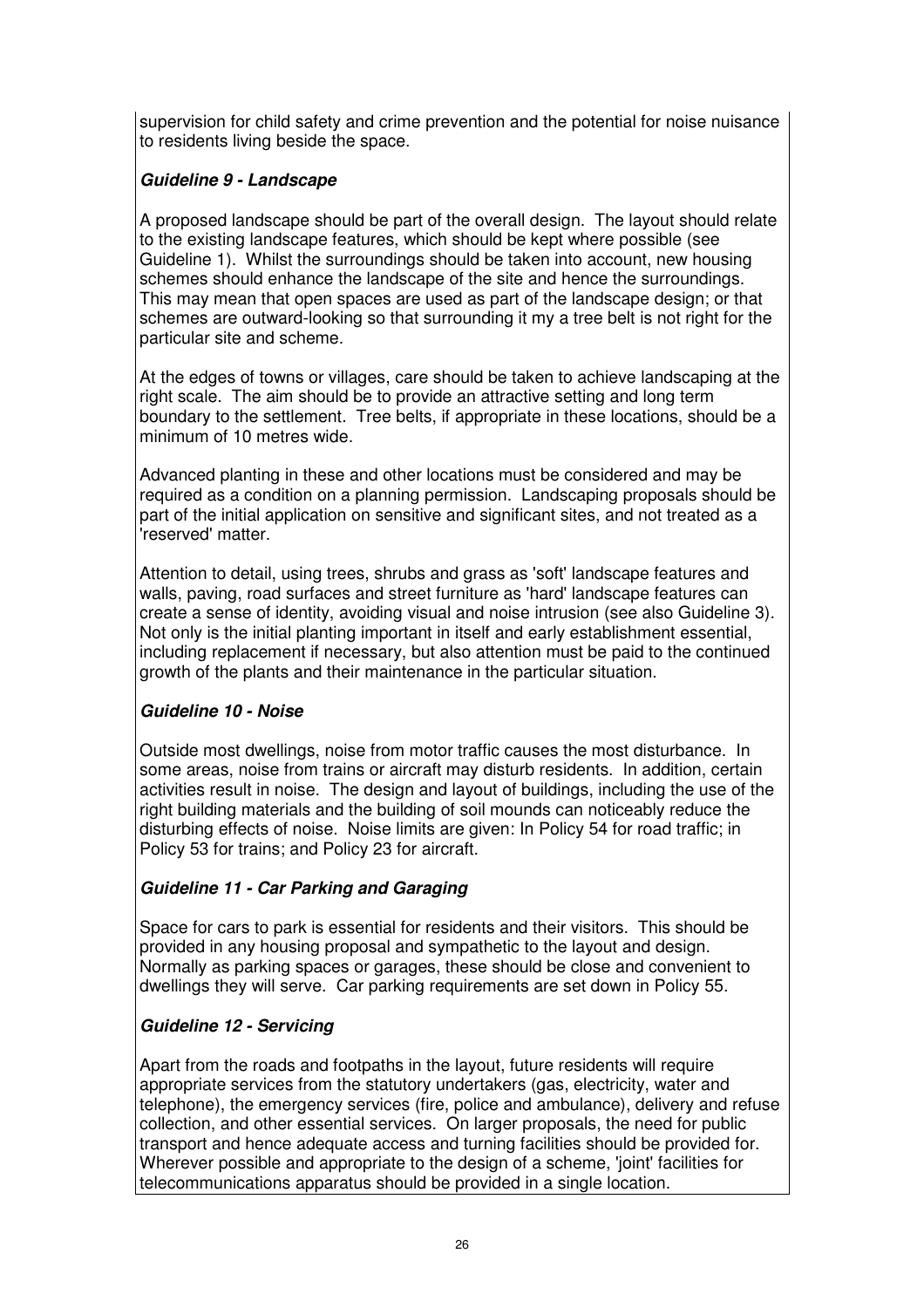supervision for child safety and crime prevention and the potential for noise nuisance to residents living beside the space.

### *Guideline 9 - Landscape*

A proposed landscape should be part of the overall design. The layout should relate to the existing landscape features, which should be kept where possible (see Guideline 1). Whilst the surroundings should be taken into account, new housing schemes should enhance the landscape of the site and hence the surroundings. This may mean that open spaces are used as part of the landscape design; or that schemes are outward-looking so that surrounding it my a tree belt is not right for the particular site and scheme.

At the edges of towns or villages, care should be taken to achieve landscaping at the right scale. The aim should be to provide an attractive setting and long term boundary to the settlement. Tree belts, if appropriate in these locations, should be a minimum of 10 metres wide.

Advanced planting in these and other locations must be considered and may be required as a condition on a planning permission. Landscaping proposals should be part of the initial application on sensitive and significant sites, and not treated as a 'reserved' matter.

Attention to detail, using trees, shrubs and grass as 'soft' landscape features and walls, paving, road surfaces and street furniture as 'hard' landscape features can create a sense of identity, avoiding visual and noise intrusion (see also Guideline 3). Not only is the initial planting important in itself and early establishment essential, including replacement if necessary, but also attention must be paid to the continued growth of the plants and their maintenance in the particular situation.

### *Guideline 10 - Noise*

Outside most dwellings, noise from motor traffic causes the most disturbance. In some areas, noise from trains or aircraft may disturb residents. In addition, certain activities result in noise. The design and layout of buildings, including the use of the right building materials and the building of soil mounds can noticeably reduce the disturbing effects of noise. Noise limits are given: In Policy 54 for road traffic; in Policy 53 for trains; and Policy 23 for aircraft.

### *Guideline 11 - Car Parking and Garaging*

Space for cars to park is essential for residents and their visitors. This should be provided in any housing proposal and sympathetic to the layout and design. Normally as parking spaces or garages, these should be close and convenient to dwellings they will serve. Car parking requirements are set down in Policy 55.

### *Guideline 12 - Servicing*

Apart from the roads and footpaths in the layout, future residents will require appropriate services from the statutory undertakers (gas, electricity, water and telephone), the emergency services (fire, police and ambulance), delivery and refuse collection, and other essential services. On larger proposals, the need for public transport and hence adequate access and turning facilities should be provided for. Wherever possible and appropriate to the design of a scheme, 'joint' facilities for telecommunications apparatus should be provided in a single location.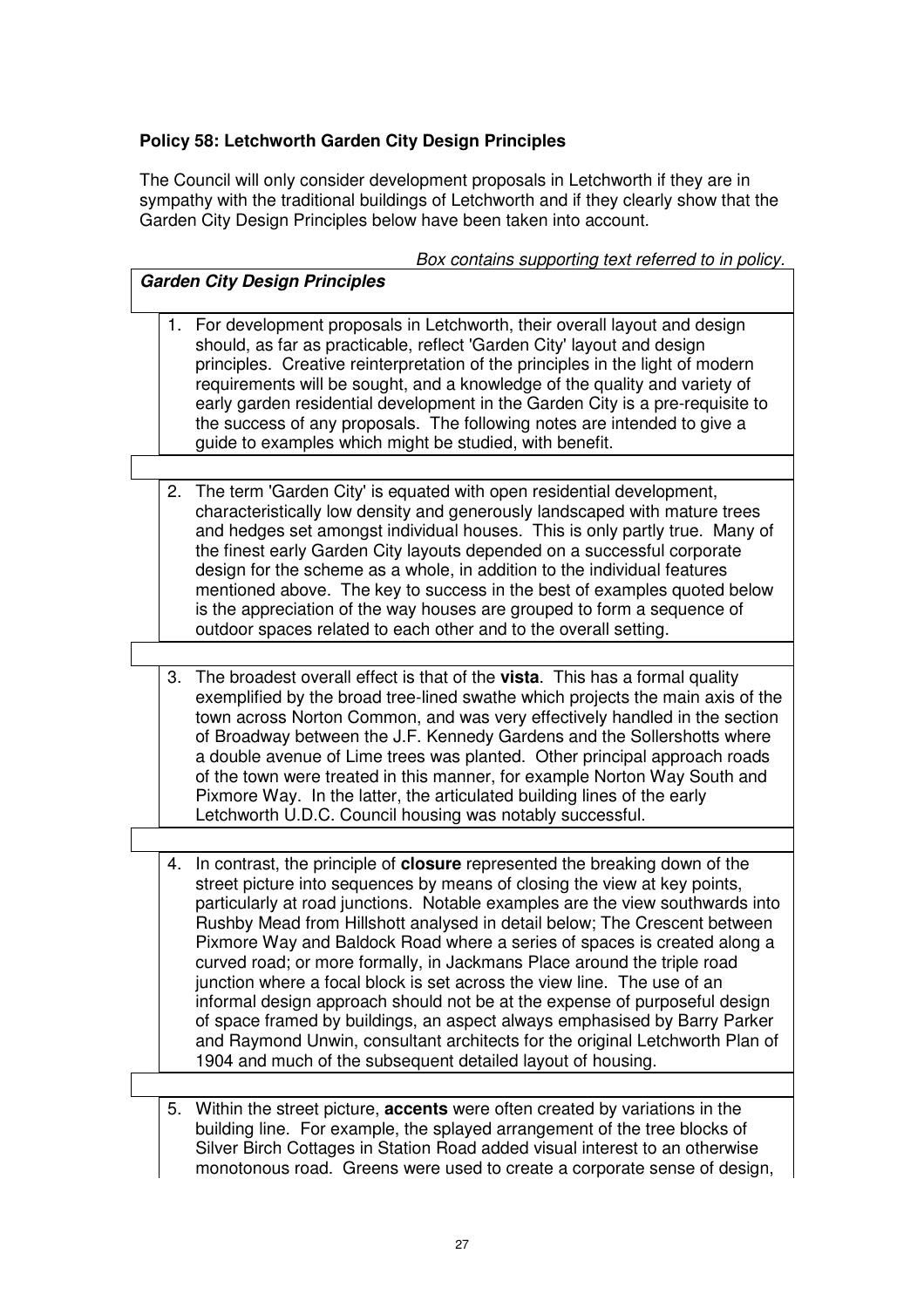**Policy 58: Letchworth Garden City Design Principles**

The Council will only consider development proposals in Letchworth if they are in sympathy with the traditional buildings of Letchworth and if they clearly show that the Garden City Design Principles below have been taken into account.

*Box contains supporting text referred to in policy.*

***Garden City Design Principles***

1. For development proposals in Letchworth, their overall layout and design should, as far as practicable, reflect 'Garden City' layout and design principles. Creative reinterpretation of the principles in the light of modern requirements will be sought, and a knowledge of the quality and variety of early garden residential development in the Garden City is a pre-requisite to the success of any proposals. The following notes are intended to give a guide to examples which might be studied, with benefit.

2. The term 'Garden City' is equated with open residential development, characteristically low density and generously landscaped with mature trees and hedges set amongst individual houses. This is only partly true. Many of the finest early Garden City layouts depended on a successful corporate design for the scheme as a whole, in addition to the individual features mentioned above. The key to success in the best of examples quoted below is the appreciation of the way houses are grouped to form a sequence of outdoor spaces related to each other and to the overall setting.

3. The broadest overall effect is that of the **vista**. This has a formal quality exemplified by the broad tree-lined swathe which projects the main axis of the town across Norton Common, and was very effectively handled in the section of Broadway between the J.F. Kennedy Gardens and the Sollershotts where a double avenue of Lime trees was planted. Other principal approach roads of the town were treated in this manner, for example Norton Way South and Pixmore Way. In the latter, the articulated building lines of the early Letchworth U.D.C. Council housing was notably successful.

4. In contrast, the principle of **closure** represented the breaking down of the street picture into sequences by means of closing the view at key points, particularly at road junctions. Notable examples are the view southwards into Rushby Mead from Hillshott analysed in detail below; The Crescent between Pixmore Way and Baldock Road where a series of spaces is created along a curved road; or more formally, in Jackmans Place around the triple road junction where a focal block is set across the view line. The use of an informal design approach should not be at the expense of purposeful design of space framed by buildings, an aspect always emphasised by Barry Parker and Raymond Unwin, consultant architects for the original Letchworth Plan of 1904 and much of the subsequent detailed layout of housing.

5. Within the street picture, **accents** were often created by variations in the building line. For example, the splayed arrangement of the tree blocks of Silver Birch Cottages in Station Road added visual interest to an otherwise monotonous road. Greens were used to create a corporate sense of design,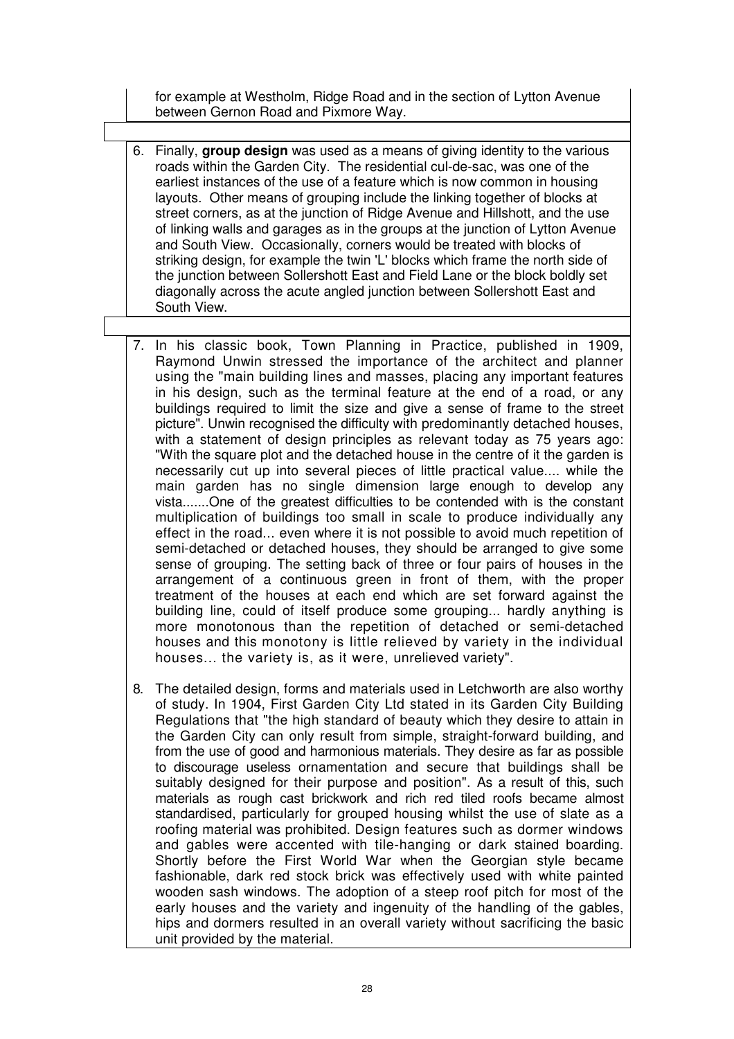for example at Westholm, Ridge Road and in the section of Lytton Avenue between Gernon Road and Pixmore Way.

6. Finally, **group design** was used as a means of giving identity to the various roads within the Garden City. The residential cul-de-sac, was one of the earliest instances of the use of a feature which is now common in housing layouts. Other means of grouping include the linking together of blocks at street corners, as at the junction of Ridge Avenue and Hillshott, and the use of linking walls and garages as in the groups at the junction of Lytton Avenue and South View. Occasionally, corners would be treated with blocks of striking design, for example the twin 'L' blocks which frame the north side of the junction between Sollershott East and Field Lane or the block boldly set diagonally across the acute angled junction between Sollershott East and South View.

7. In his classic book, Town Planning in Practice, published in 1909, Raymond Unwin stressed the importance of the architect and planner using the "main building lines and masses, placing any important features in his design, such as the terminal feature at the end of a road, or any buildings required to limit the size and give a sense of frame to the street picture". Unwin recognised the difficulty with predominantly detached houses, with a statement of design principles as relevant today as 75 years ago: "With the square plot and the detached house in the centre of it the garden is necessarily cut up into several pieces of little practical value.... while the main garden has no single dimension large enough to develop any vista.......One of the greatest difficulties to be contended with is the constant multiplication of buildings too small in scale to produce individually any effect in the road... even where it is not possible to avoid much repetition of semi-detached or detached houses, they should be arranged to give some sense of grouping. The setting back of three or four pairs of houses in the arrangement of a continuous green in front of them, with the proper treatment of the houses at each end which are set forward against the building line, could of itself produce some grouping... hardly anything is more monotonous than the repetition of detached or semi-detached houses and this monotony is little relieved by variety in the individual houses... the variety is, as it were, unrelieved variety".

8. The detailed design, forms and materials used in Letchworth are also worthy of study. In 1904, First Garden City Ltd stated in its Garden City Building Regulations that "the high standard of beauty which they desire to attain in the Garden City can only result from simple, straight-forward building, and from the use of good and harmonious materials. They desire as far as possible to discourage useless ornamentation and secure that buildings shall be suitably designed for their purpose and position". As a result of this, such materials as rough cast brickwork and rich red tiled roofs became almost standardised, particularly for grouped housing whilst the use of slate as a roofing material was prohibited. Design features such as dormer windows and gables were accented with tile-hanging or dark stained boarding. Shortly before the First World War when the Georgian style became fashionable, dark red stock brick was effectively used with white painted wooden sash windows. The adoption of a steep roof pitch for most of the early houses and the variety and ingenuity of the handling of the gables, hips and dormers resulted in an overall variety without sacrificing the basic unit provided by the material.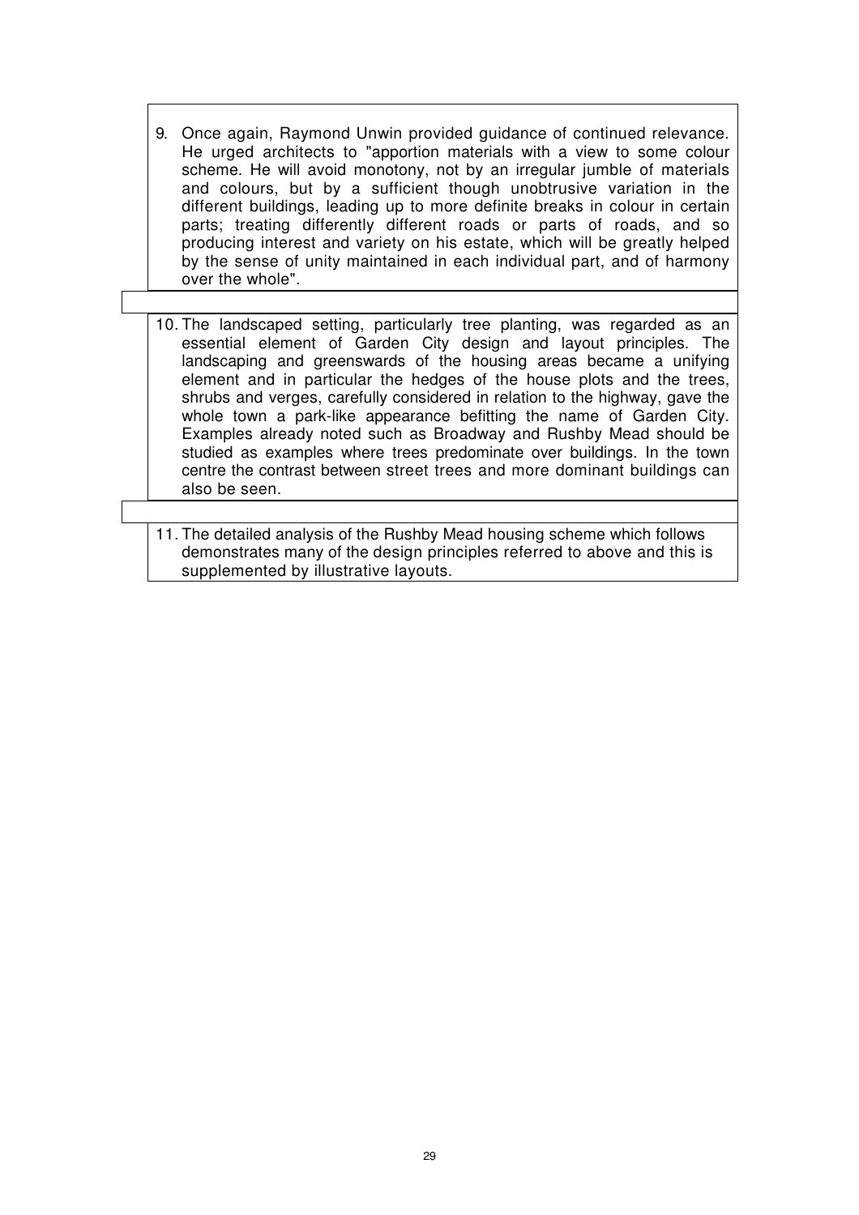9. Once again, Raymond Unwin provided guidance of continued relevance. He urged architects to "apportion materials with a view to some colour scheme. He will avoid monotony, not by an irregular jumble of materials and colours, but by a sufficient though unobtrusive variation in the different buildings, leading up to more definite breaks in colour in certain parts; treating differently different roads or parts of roads, and so producing interest and variety on his estate, which will be greatly helped by the sense of unity maintained in each individual part, and of harmony over the whole".

10. The landscaped setting, particularly tree planting, was regarded as an essential element of Garden City design and layout principles. The landscaping and greenswards of the housing areas became a unifying element and in particular the hedges of the house plots and the trees, shrubs and verges, carefully considered in relation to the highway, gave the whole town a park-like appearance befitting the name of Garden City. Examples already noted such as Broadway and Rushby Mead should be studied as examples where trees predominate over buildings. In the town centre the contrast between street trees and more dominant buildings can also be seen.

11. The detailed analysis of the Rushby Mead housing scheme which follows demonstrates many of the design principles referred to above and this is supplemented by illustrative layouts.